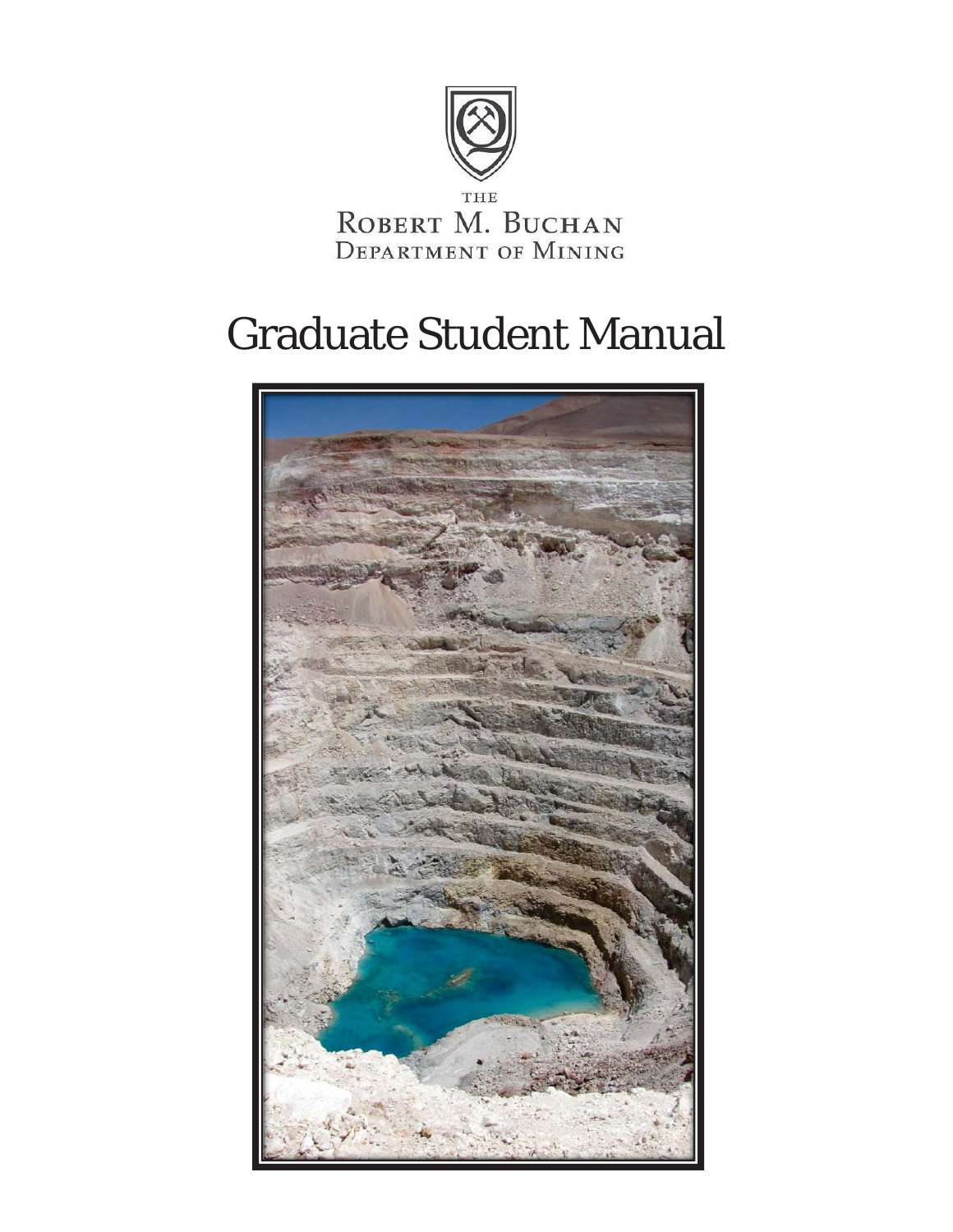THE

ROBERT M. BUCHAN

DEPARTMENT OF MINING

# Graduate Student Manual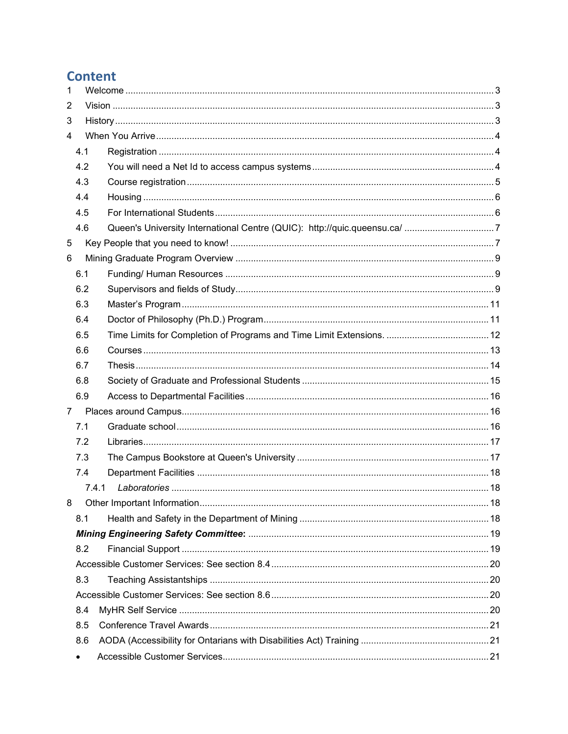# Content

1 Welcome ... 3
2 Vision ... 3
3 History ... 3
4 When You Arrive ... 4
- 4.1 Registration ... 4
- 4.2 You will need a Net Id to access campus systems ... 4
- 4.3 Course registration ... 5
- 4.4 Housing ... 6
- 4.5 For International Students ... 6
- 4.6 Queen's University International Centre (QUIC): http://quic.queensu.ca/ ... 7

5 Key People that you need to know! ... 7
6 Mining Graduate Program Overview ... 9
- 6.1 Funding/ Human Resources ... 9
- 6.2 Supervisors and fields of Study ... 9
- 6.3 Master's Program ... 11
- 6.4 Doctor of Philosophy (Ph.D.) Program ... 11
- 6.5 Time Limits for Completion of Programs and Time Limit Extensions. ... 12
- 6.6 Courses ... 13
- 6.7 Thesis ... 14
- 6.8 Society of Graduate and Professional Students ... 15
- 6.9 Access to Departmental Facilities ... 16

7 Places around Campus ... 16
- 7.1 Graduate school ... 16
- 7.2 Libraries ... 17
- 7.3 The Campus Bookstore at Queen's University ... 17
- 7.4 Department Facilities ... 18
  - 7.4.1 *Laboratories* ... 18

8 Other Important Information ... 18
- 8.1 Health and Safety in the Department of Mining ... 18
- ***Mining Engineering Safety Committee*:** ... 19
- 8.2 Financial Support ... 19
- Accessible Customer Services: See section 8.4 ... 20
- 8.3 Teaching Assistantships ... 20
- Accessible Customer Services: See section 8.6 ... 20
- 8.4 MyHR Self Service ... 20
- 8.5 Conference Travel Awards ... 21
- 8.6 AODA (Accessibility for Ontarians with Disabilities Act) Training ... 21
- • Accessible Customer Services ... 21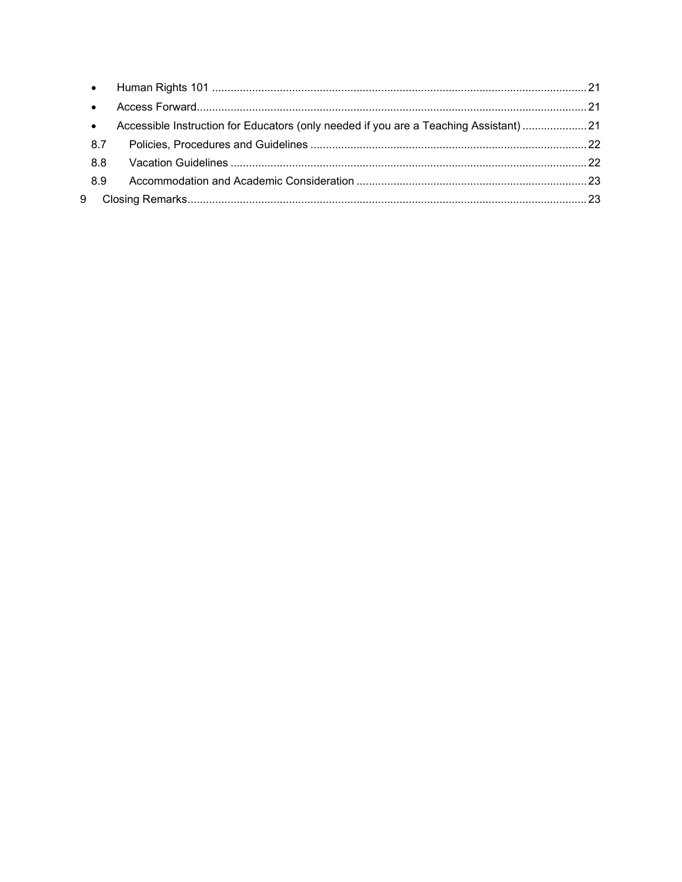- Human Rights 101 ........................................................................................................................ 21
- Access Forward............................................................................................................................ 21
- Accessible Instruction for Educators (only needed if you are a Teaching Assistant) ..................... 21

8.7 Policies, Procedures and Guidelines ......................................................................................... 22

8.8 Vacation Guidelines ................................................................................................................... 22

8.9 Accommodation and Academic Consideration .......................................................................... 23

9 Closing Remarks................................................................................................................................ 23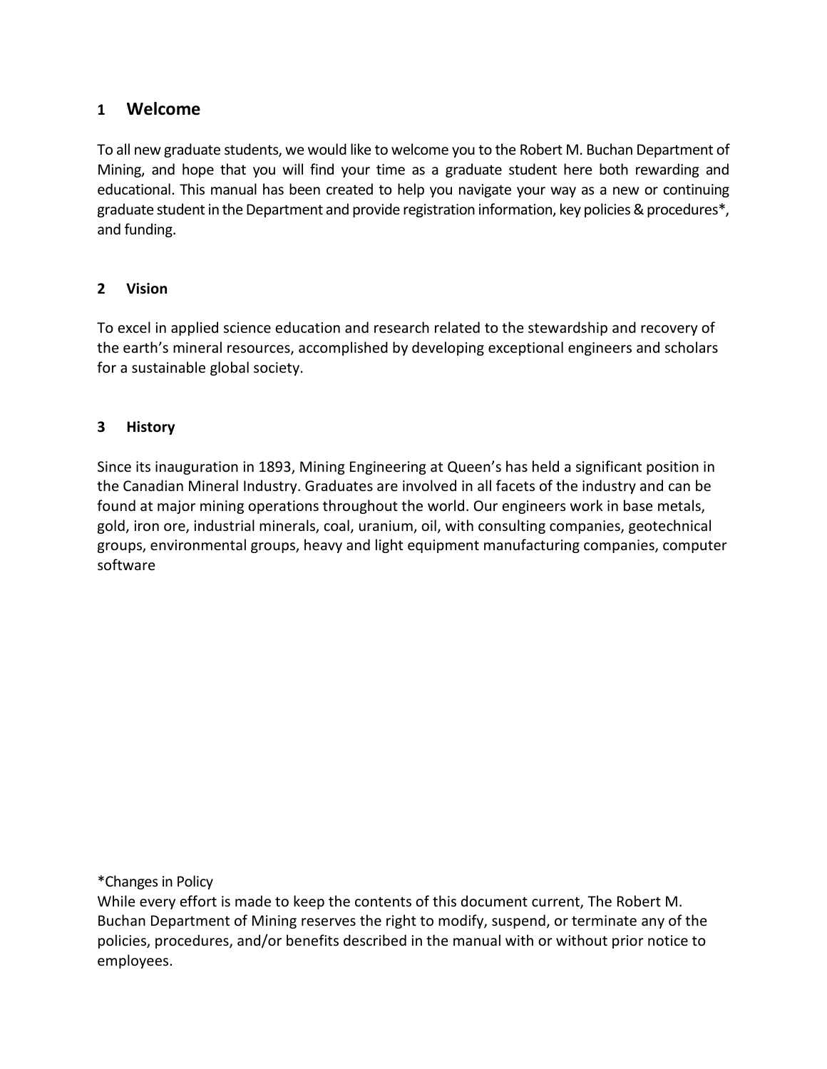# 1 Welcome

To all new graduate students, we would like to welcome you to the Robert M. Buchan Department of Mining, and hope that you will find your time as a graduate student here both rewarding and educational. This manual has been created to help you navigate your way as a new or continuing graduate student in the Department and provide registration information, key policies & procedures*, and funding.

# 2 Vision

To excel in applied science education and research related to the stewardship and recovery of the earth's mineral resources, accomplished by developing exceptional engineers and scholars for a sustainable global society.

# 3 History

Since its inauguration in 1893, Mining Engineering at Queen's has held a significant position in the Canadian Mineral Industry. Graduates are involved in all facets of the industry and can be found at major mining operations throughout the world. Our engineers work in base metals, gold, iron ore, industrial minerals, coal, uranium, oil, with consulting companies, geotechnical groups, environmental groups, heavy and light equipment manufacturing companies, computer software

*Changes in Policy
While every effort is made to keep the contents of this document current, The Robert M. Buchan Department of Mining reserves the right to modify, suspend, or terminate any of the policies, procedures, and/or benefits described in the manual with or without prior notice to employees.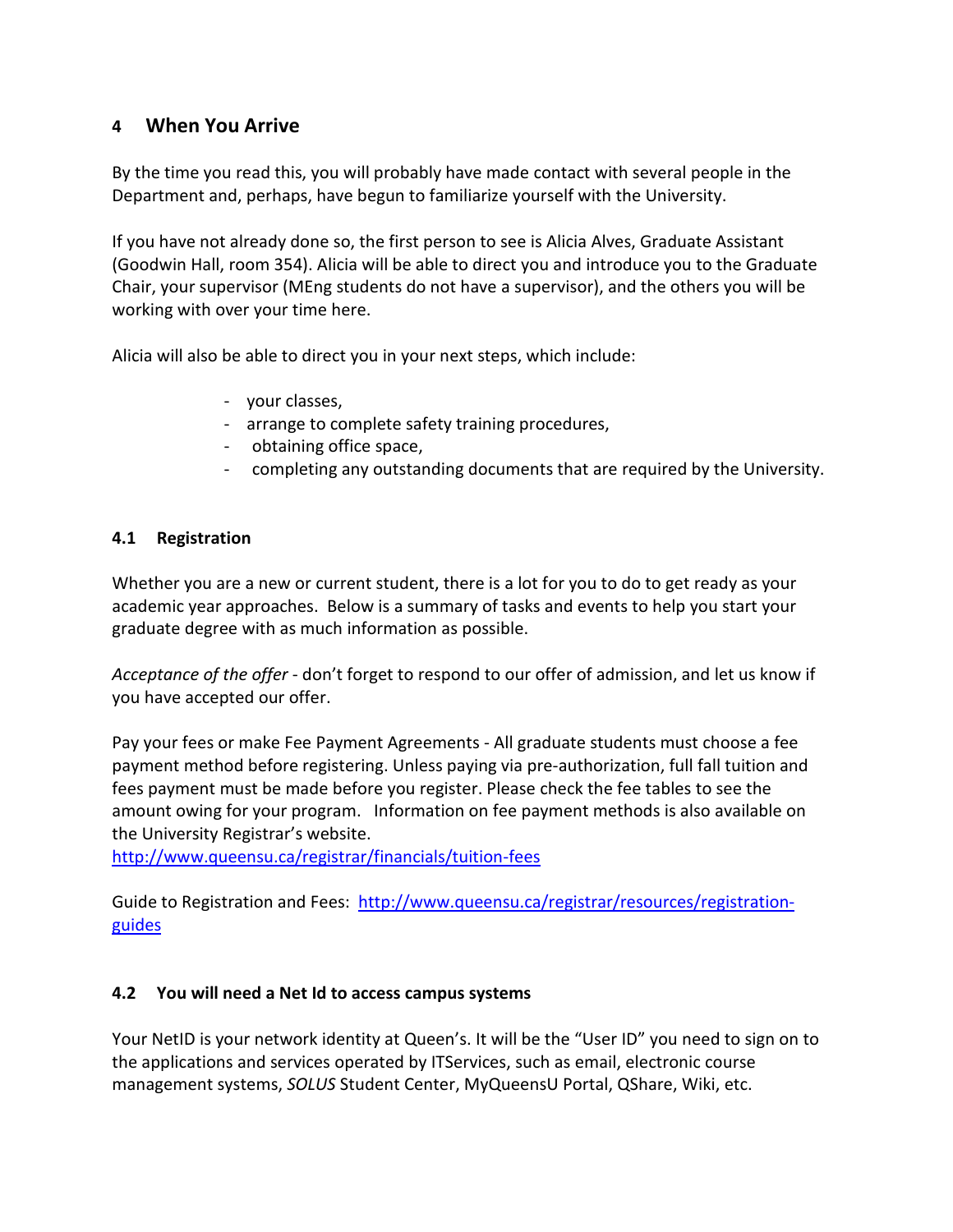## 4 When You Arrive

By the time you read this, you will probably have made contact with several people in the Department and, perhaps, have begun to familiarize yourself with the University.

If you have not already done so, the first person to see is Alicia Alves, Graduate Assistant (Goodwin Hall, room 354). Alicia will be able to direct you and introduce you to the Graduate Chair, your supervisor (MEng students do not have a supervisor), and the others you will be working with over your time here.

Alicia will also be able to direct you in your next steps, which include:

- your classes,
- arrange to complete safety training procedures,
- obtaining office space,
- completing any outstanding documents that are required by the University.

### 4.1 Registration

Whether you are a new or current student, there is a lot for you to do to get ready as your academic year approaches. Below is a summary of tasks and events to help you start your graduate degree with as much information as possible.

*Acceptance of the offer* - don't forget to respond to our offer of admission, and let us know if you have accepted our offer.

Pay your fees or make Fee Payment Agreements - All graduate students must choose a fee payment method before registering. Unless paying via pre-authorization, full fall tuition and fees payment must be made before you register. Please check the fee tables to see the amount owing for your program. Information on fee payment methods is also available on the University Registrar's website.
http://www.queensu.ca/registrar/financials/tuition-fees

Guide to Registration and Fees: http://www.queensu.ca/registrar/resources/registration-guides

### 4.2 You will need a Net Id to access campus systems

Your NetID is your network identity at Queen's. It will be the "User ID" you need to sign on to the applications and services operated by ITServices, such as email, electronic course management systems, *SOLUS* Student Center, MyQueensU Portal, QShare, Wiki, etc.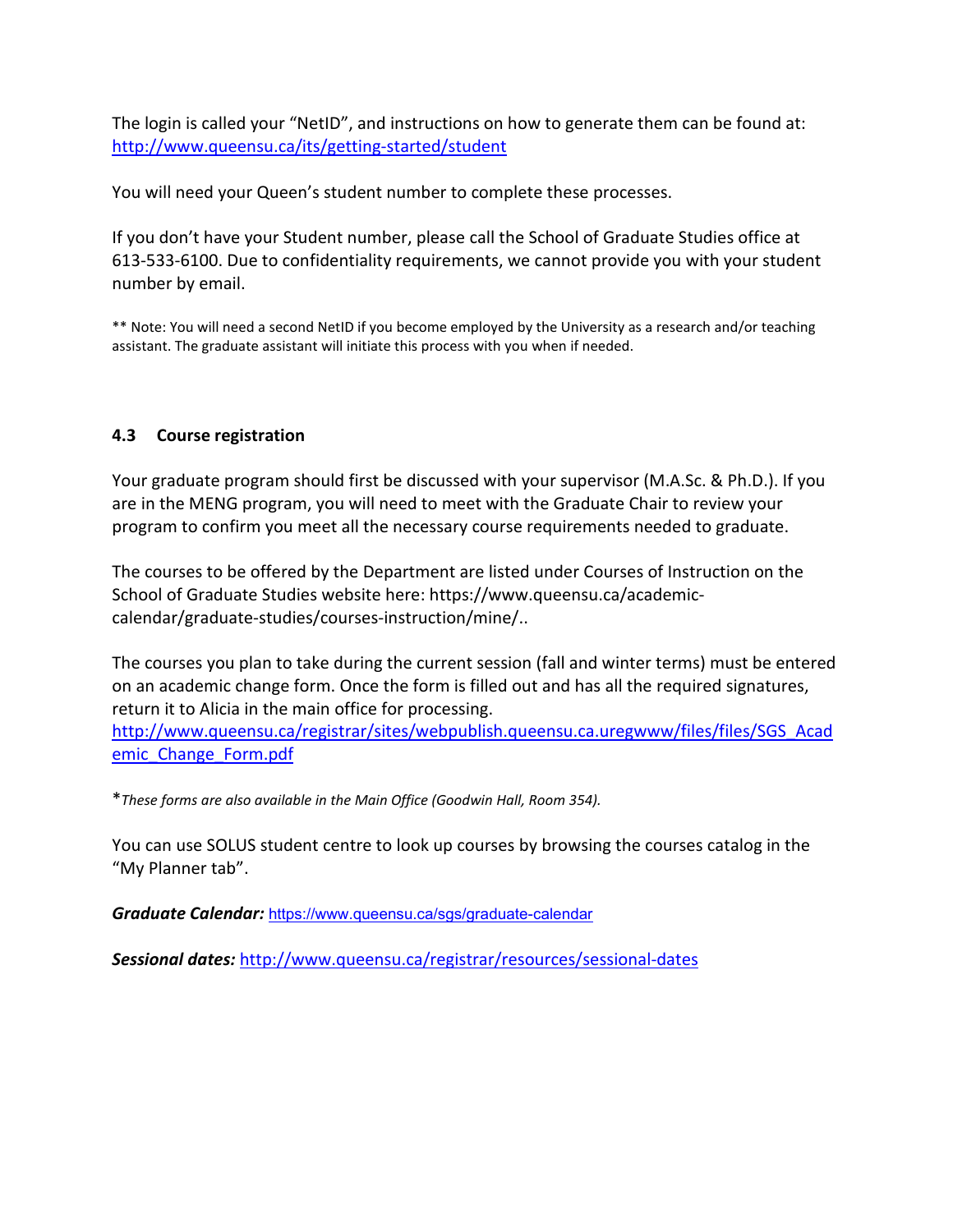The login is called your "NetID", and instructions on how to generate them can be found at: [http://www.queensu.ca/its/getting-started/student](http://www.queensu.ca/its/getting-started/student)

You will need your Queen's student number to complete these processes.

If you don't have your Student number, please call the School of Graduate Studies office at 613-533-6100. Due to confidentiality requirements, we cannot provide you with your student number by email.

** Note: You will need a second NetID if you become employed by the University as a research and/or teaching assistant. The graduate assistant will initiate this process with you when if needed.

### 4.3 Course registration

Your graduate program should first be discussed with your supervisor (M.A.Sc. & Ph.D.). If you are in the MENG program, you will need to meet with the Graduate Chair to review your program to confirm you meet all the necessary course requirements needed to graduate.

The courses to be offered by the Department are listed under Courses of Instruction on the School of Graduate Studies website here: https://www.queensu.ca/academic-calendar/graduate-studies/courses-instruction/mine/..

The courses you plan to take during the current session (fall and winter terms) must be entered on an academic change form. Once the form is filled out and has all the required signatures, return it to Alicia in the main office for processing.
[http://www.queensu.ca/registrar/sites/webpublish.queensu.ca.uregwww/files/files/SGS_Academic_Change_Form.pdf](http://www.queensu.ca/registrar/sites/webpublish.queensu.ca.uregwww/files/files/SGS_Academic_Change_Form.pdf)

**These forms are also available in the Main Office (Goodwin Hall, Room 354).*

You can use SOLUS student centre to look up courses by browsing the courses catalog in the "My Planner tab".

***Graduate Calendar:*** [https://www.queensu.ca/sgs/graduate-calendar](https://www.queensu.ca/sgs/graduate-calendar)

***Sessional dates:*** [http://www.queensu.ca/registrar/resources/sessional-dates](http://www.queensu.ca/registrar/resources/sessional-dates)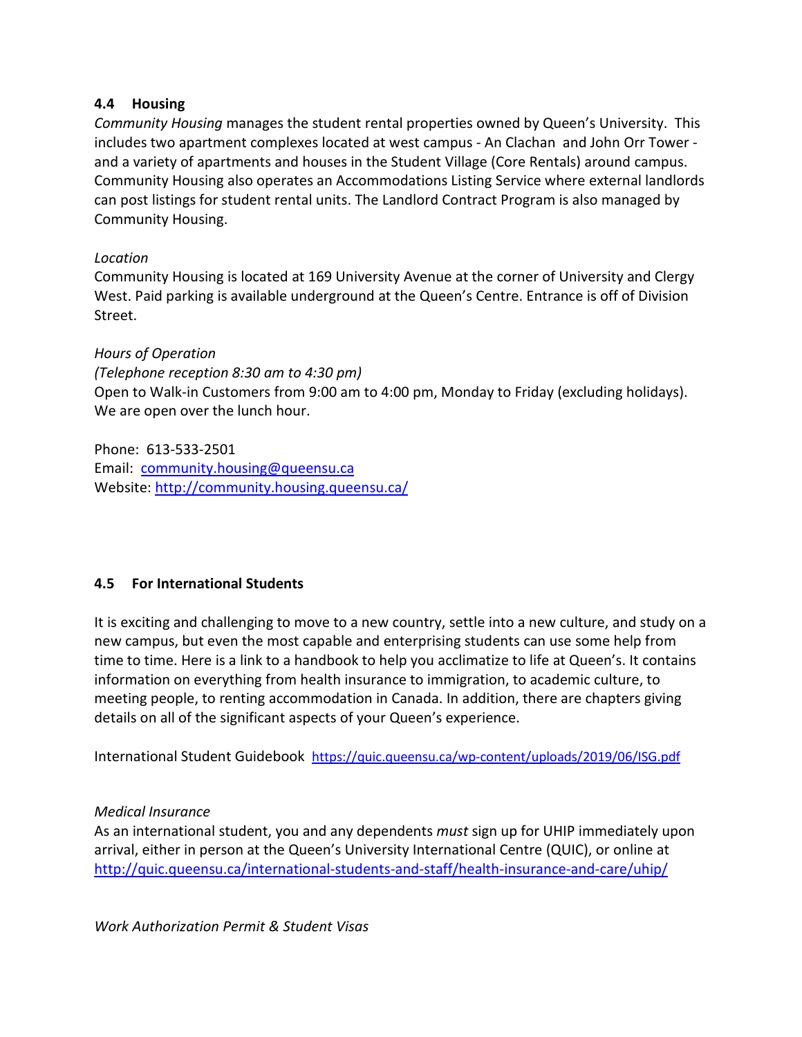### 4.4 Housing

*Community Housing* manages the student rental properties owned by Queen's University. This includes two apartment complexes located at west campus - An Clachan and John Orr Tower - and a variety of apartments and houses in the Student Village (Core Rentals) around campus. Community Housing also operates an Accommodations Listing Service where external landlords can post listings for student rental units. The Landlord Contract Program is also managed by Community Housing.

*Location*

Community Housing is located at 169 University Avenue at the corner of University and Clergy West. Paid parking is available underground at the Queen's Centre. Entrance is off of Division Street.

*Hours of Operation*

*(Telephone reception 8:30 am to 4:30 pm)*

Open to Walk-in Customers from 9:00 am to 4:00 pm, Monday to Friday (excluding holidays). We are open over the lunch hour.

Phone: 613-533-2501

Email: [community.housing@queensu.ca](mailto:community.housing@queensu.ca)

Website: [http://community.housing.queensu.ca/](http://community.housing.queensu.ca/)

### 4.5 For International Students

It is exciting and challenging to move to a new country, settle into a new culture, and study on a new campus, but even the most capable and enterprising students can use some help from time to time. Here is a link to a handbook to help you acclimatize to life at Queen's. It contains information on everything from health insurance to immigration, to academic culture, to meeting people, to renting accommodation in Canada. In addition, there are chapters giving details on all of the significant aspects of your Queen's experience.

International Student Guidebook [https://quic.queensu.ca/wp-content/uploads/2019/06/ISG.pdf](https://quic.queensu.ca/wp-content/uploads/2019/06/ISG.pdf)

*Medical Insurance*

As an international student, you and any dependents *must* sign up for UHIP immediately upon arrival, either in person at the Queen's University International Centre (QUIC), or online at [http://quic.queensu.ca/international-students-and-staff/health-insurance-and-care/uhip/](http://quic.queensu.ca/international-students-and-staff/health-insurance-and-care/uhip/)

*Work Authorization Permit & Student Visas*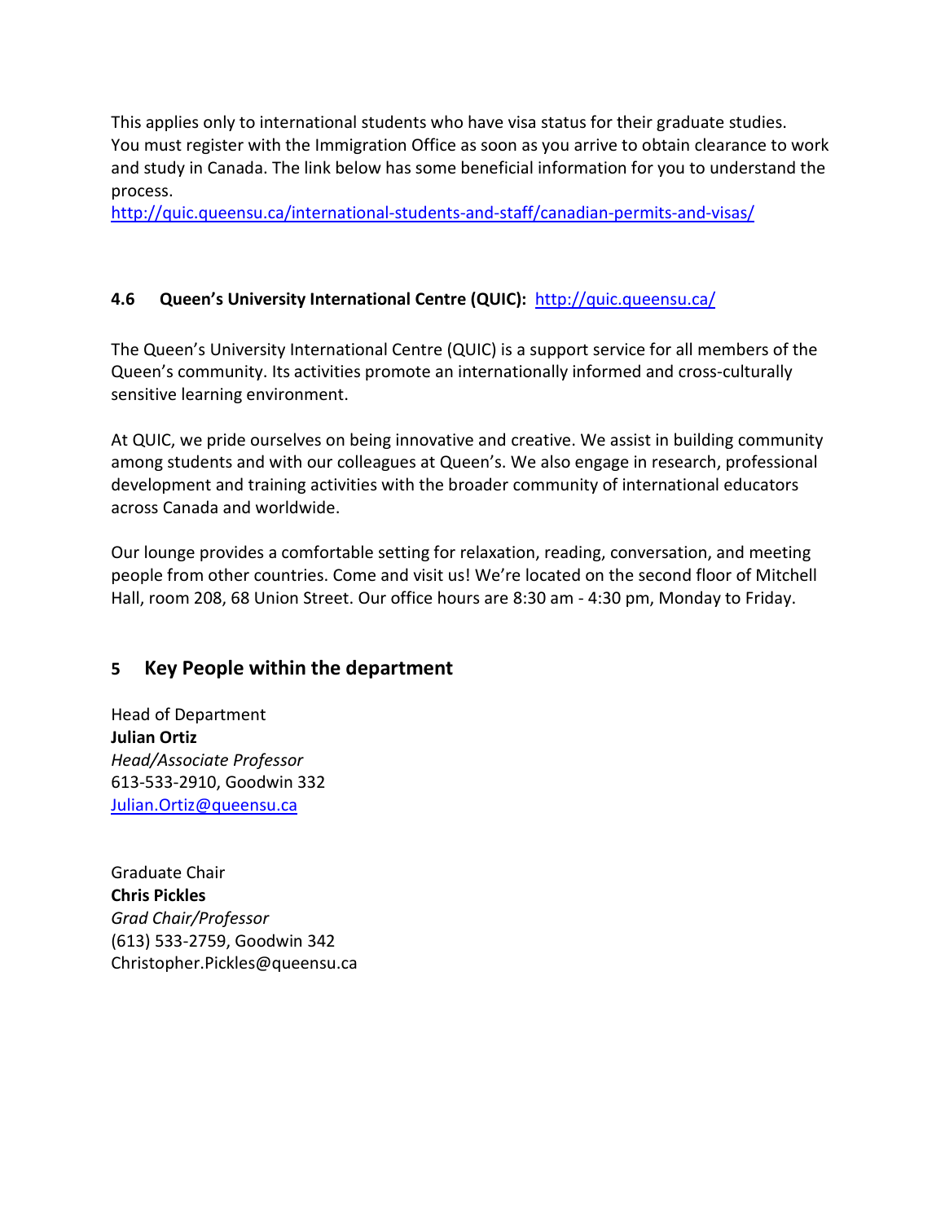This applies only to international students who have visa status for their graduate studies. You must register with the Immigration Office as soon as you arrive to obtain clearance to work and study in Canada. The link below has some beneficial information for you to understand the process.
http://quic.queensu.ca/international-students-and-staff/canadian-permits-and-visas/

### 4.6 Queen's University International Centre (QUIC): http://quic.queensu.ca/

The Queen's University International Centre (QUIC) is a support service for all members of the Queen's community. Its activities promote an internationally informed and cross-culturally sensitive learning environment.

At QUIC, we pride ourselves on being innovative and creative. We assist in building community among students and with our colleagues at Queen's. We also engage in research, professional development and training activities with the broader community of international educators across Canada and worldwide.

Our lounge provides a comfortable setting for relaxation, reading, conversation, and meeting people from other countries. Come and visit us! We're located on the second floor of Mitchell Hall, room 208, 68 Union Street. Our office hours are 8:30 am - 4:30 pm, Monday to Friday.

## 5 Key People within the department

Head of Department
**Julian Ortiz**
*Head/Associate Professor*
613-533-2910, Goodwin 332
Julian.Ortiz@queensu.ca

Graduate Chair
**Chris Pickles**
*Grad Chair/Professor*
(613) 533-2759, Goodwin 342
Christopher.Pickles@queensu.ca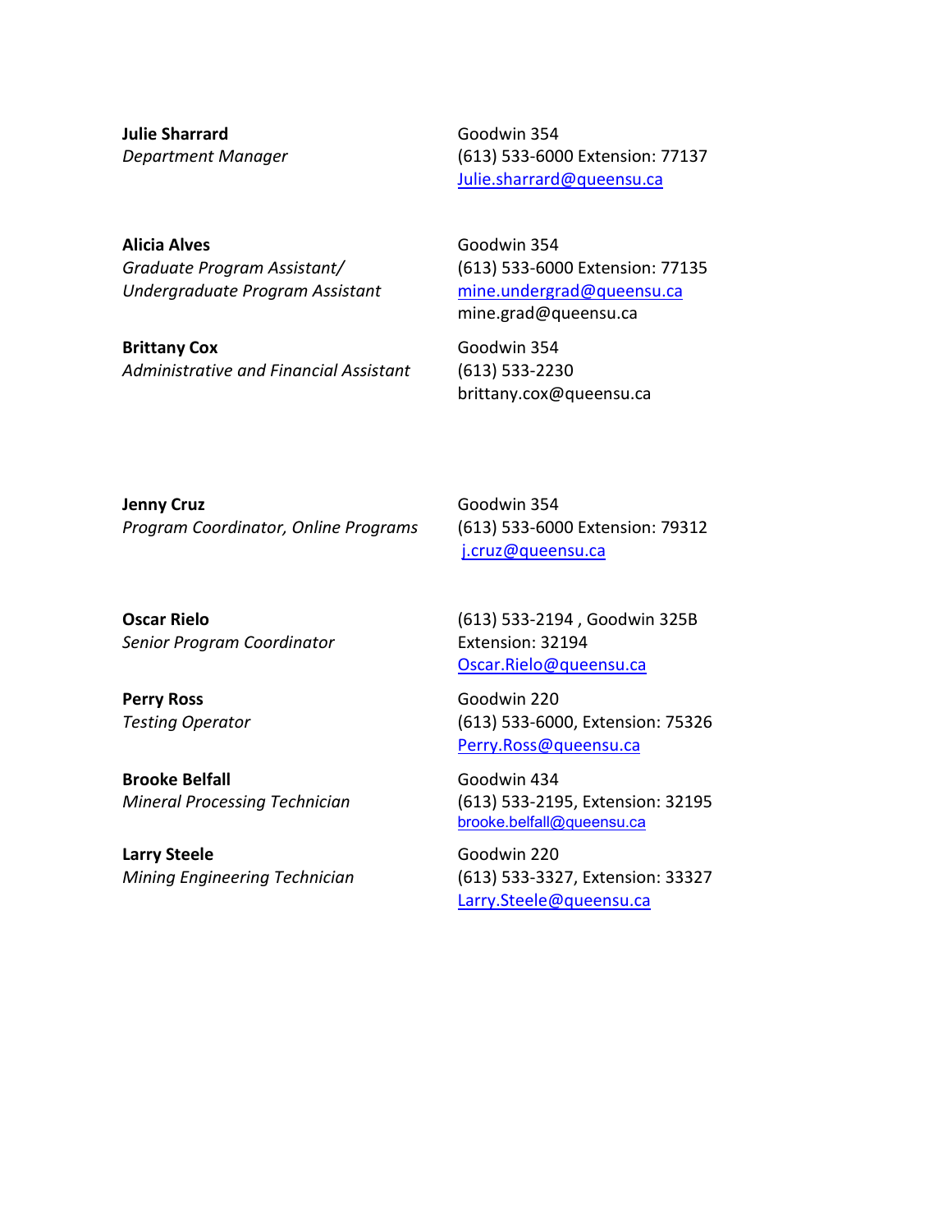**Julie Sharrard**
*Department Manager*

Goodwin 354
(613) 533-6000 Extension: 77137
Julie.sharrard@queensu.ca

**Alicia Alves**
*Graduate Program Assistant/*
*Undergraduate Program Assistant*

Goodwin 354
(613) 533-6000 Extension: 77135
mine.undergrad@queensu.ca
mine.grad@queensu.ca

**Brittany Cox**
*Administrative and Financial Assistant*

Goodwin 354
(613) 533-2230
brittany.cox@queensu.ca

**Jenny Cruz**
*Program Coordinator, Online Programs*

Goodwin 354
(613) 533-6000 Extension: 79312
j.cruz@queensu.ca

**Oscar Rielo**
*Senior Program Coordinator*

(613) 533-2194 , Goodwin 325B
Extension: 32194
Oscar.Rielo@queensu.ca

**Perry Ross**
*Testing Operator*

Goodwin 220
(613) 533-6000, Extension: 75326
Perry.Ross@queensu.ca

**Brooke Belfall**
*Mineral Processing Technician*

Goodwin 434
(613) 533-2195, Extension: 32195
brooke.belfall@queensu.ca

**Larry Steele**
*Mining Engineering Technician*

Goodwin 220
(613) 533-3327, Extension: 33327
Larry.Steele@queensu.ca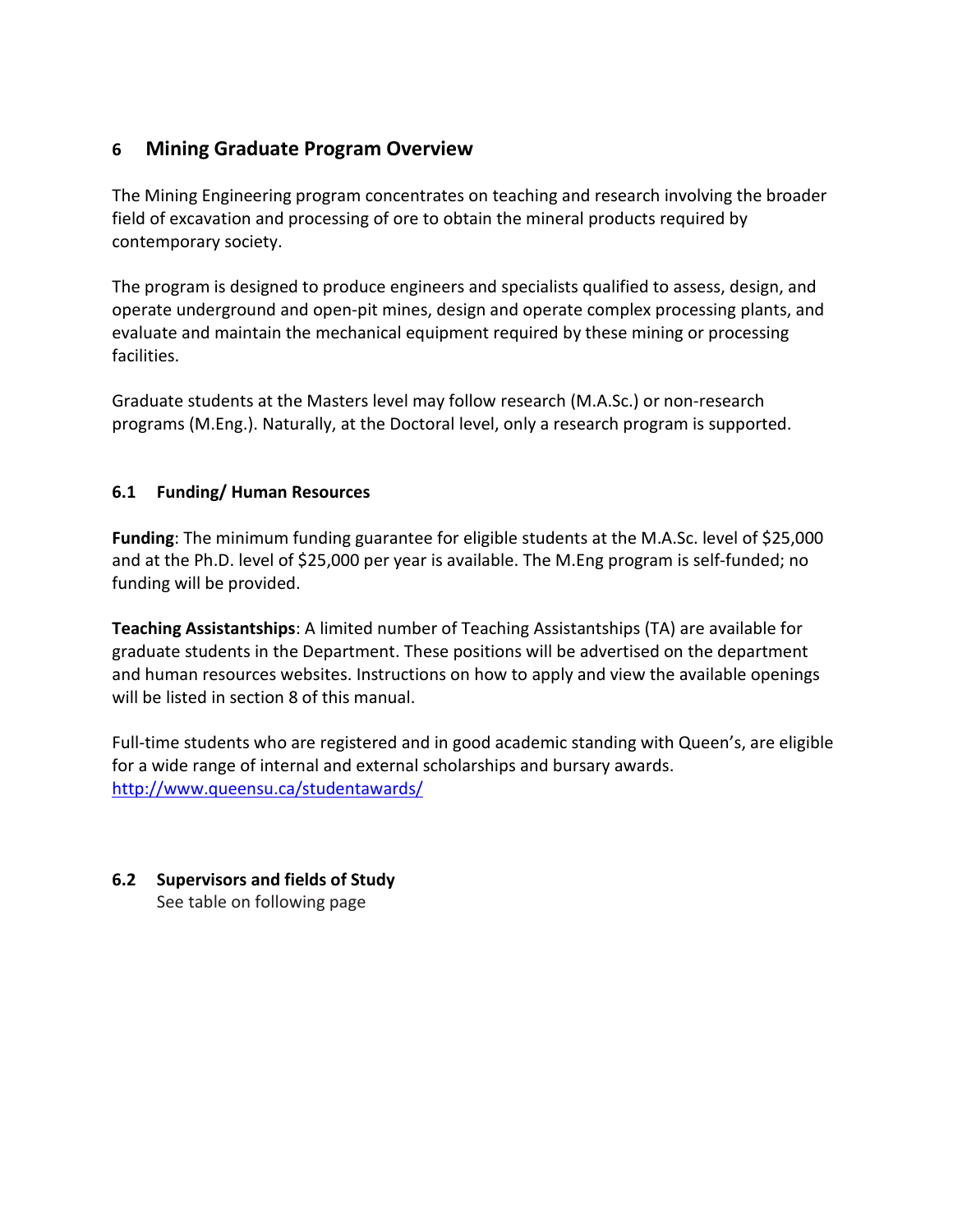## 6 Mining Graduate Program Overview

The Mining Engineering program concentrates on teaching and research involving the broader field of excavation and processing of ore to obtain the mineral products required by contemporary society.

The program is designed to produce engineers and specialists qualified to assess, design, and operate underground and open-pit mines, design and operate complex processing plants, and evaluate and maintain the mechanical equipment required by these mining or processing facilities.

Graduate students at the Masters level may follow research (M.A.Sc.) or non-research programs (M.Eng.). Naturally, at the Doctoral level, only a research program is supported.

### 6.1 Funding/ Human Resources

**Funding**: The minimum funding guarantee for eligible students at the M.A.Sc. level of $25,000 and at the Ph.D. level of $25,000 per year is available. The M.Eng program is self-funded; no funding will be provided.

**Teaching Assistantships**: A limited number of Teaching Assistantships (TA) are available for graduate students in the Department. These positions will be advertised on the department and human resources websites. Instructions on how to apply and view the available openings will be listed in section 8 of this manual.

Full-time students who are registered and in good academic standing with Queen's, are eligible for a wide range of internal and external scholarships and bursary awards. http://www.queensu.ca/studentawards/

### 6.2 Supervisors and fields of Study

See table on following page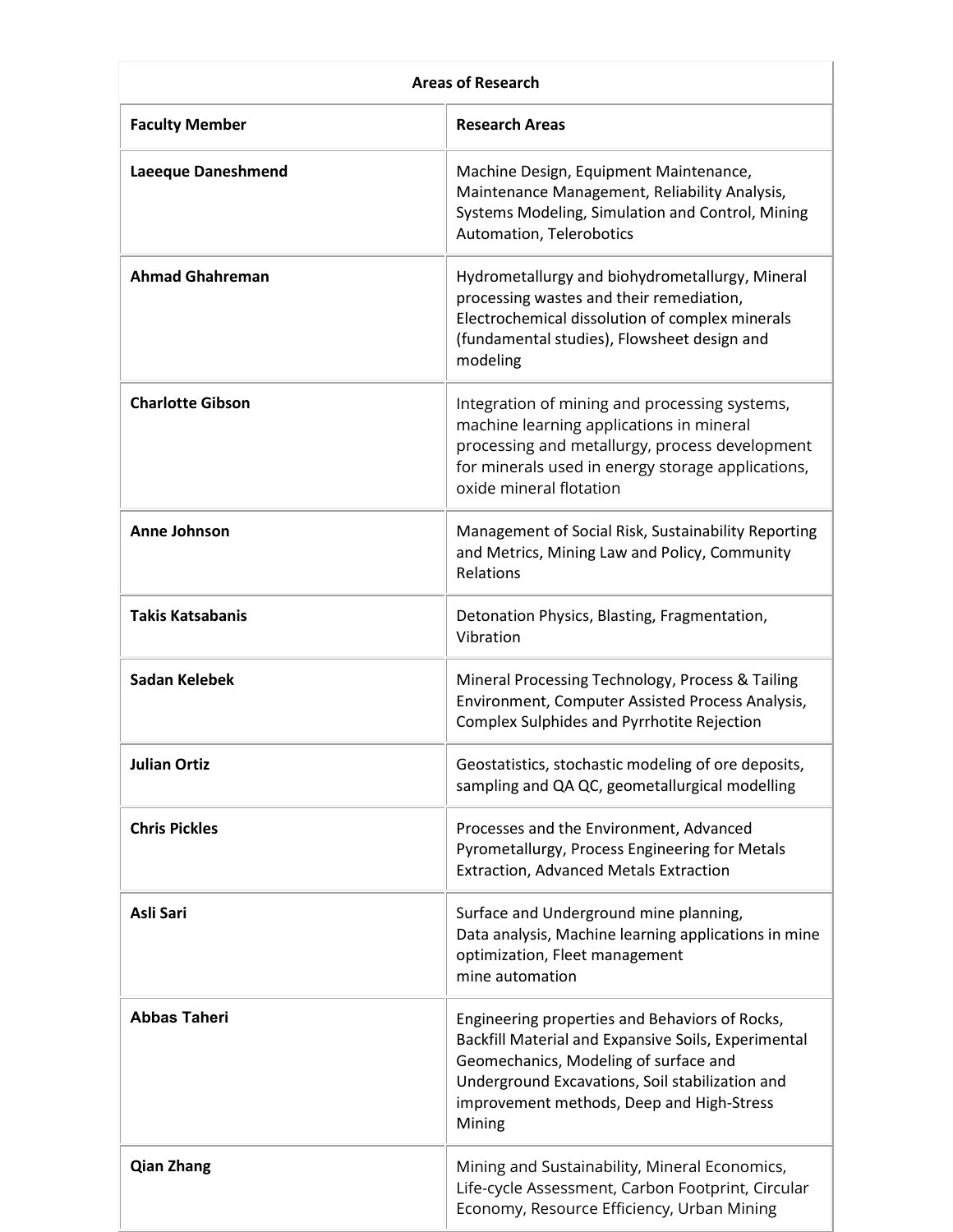| Areas of Research | |
|---|---|
| **Faculty Member** | **Research Areas** |
| **Laeeque Daneshmend** | Machine Design, Equipment Maintenance, Maintenance Management, Reliability Analysis, Systems Modeling, Simulation and Control, Mining Automation, Telerobotics |
| **Ahmad Ghahreman** | Hydrometallurgy and biohydrometallurgy, Mineral processing wastes and their remediation, Electrochemical dissolution of complex minerals (fundamental studies), Flowsheet design and modeling |
| **Charlotte Gibson** | Integration of mining and processing systems, machine learning applications in mineral processing and metallurgy, process development for minerals used in energy storage applications, oxide mineral flotation |
| **Anne Johnson** | Management of Social Risk, Sustainability Reporting and Metrics, Mining Law and Policy, Community Relations |
| **Takis Katsabanis** | Detonation Physics, Blasting, Fragmentation, Vibration |
| **Sadan Kelebek** | Mineral Processing Technology, Process & Tailing Environment, Computer Assisted Process Analysis, Complex Sulphides and Pyrrhotite Rejection |
| **Julian Ortiz** | Geostatistics, stochastic modeling of ore deposits, sampling and QA QC, geometallurgical modelling |
| **Chris Pickles** | Processes and the Environment, Advanced Pyrometallurgy, Process Engineering for Metals Extraction, Advanced Metals Extraction |
| **Asli Sari** | Surface and Underground mine planning, Data analysis, Machine learning applications in mine optimization, Fleet management mine automation |
| **Abbas Taheri** | Engineering properties and Behaviors of Rocks, Backfill Material and Expansive Soils, Experimental Geomechanics, Modeling of surface and Underground Excavations, Soil stabilization and improvement methods, Deep and High-Stress Mining |
| **Qian Zhang** | Mining and Sustainability, Mineral Economics, Life-cycle Assessment, Carbon Footprint, Circular Economy, Resource Efficiency, Urban Mining |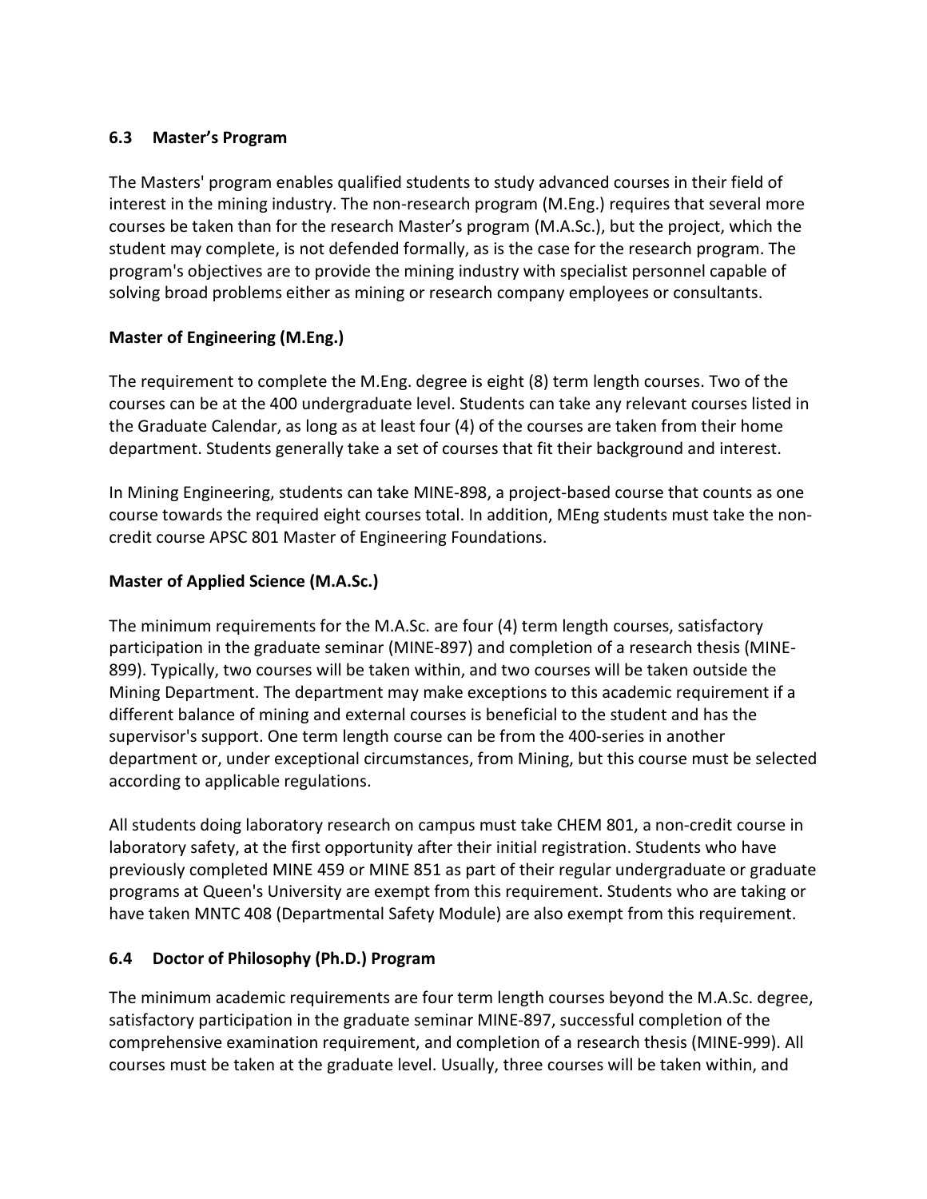## 6.3 Master's Program

The Masters' program enables qualified students to study advanced courses in their field of interest in the mining industry. The non-research program (M.Eng.) requires that several more courses be taken than for the research Master's program (M.A.Sc.), but the project, which the student may complete, is not defended formally, as is the case for the research program. The program's objectives are to provide the mining industry with specialist personnel capable of solving broad problems either as mining or research company employees or consultants.

### Master of Engineering (M.Eng.)

The requirement to complete the M.Eng. degree is eight (8) term length courses. Two of the courses can be at the 400 undergraduate level. Students can take any relevant courses listed in the Graduate Calendar, as long as at least four (4) of the courses are taken from their home department. Students generally take a set of courses that fit their background and interest.

In Mining Engineering, students can take MINE-898, a project-based course that counts as one course towards the required eight courses total. In addition, MEng students must take the non-credit course APSC 801 Master of Engineering Foundations.

### Master of Applied Science (M.A.Sc.)

The minimum requirements for the M.A.Sc. are four (4) term length courses, satisfactory participation in the graduate seminar (MINE-897) and completion of a research thesis (MINE-899). Typically, two courses will be taken within, and two courses will be taken outside the Mining Department. The department may make exceptions to this academic requirement if a different balance of mining and external courses is beneficial to the student and has the supervisor's support. One term length course can be from the 400-series in another department or, under exceptional circumstances, from Mining, but this course must be selected according to applicable regulations.

All students doing laboratory research on campus must take CHEM 801, a non-credit course in laboratory safety, at the first opportunity after their initial registration. Students who have previously completed MINE 459 or MINE 851 as part of their regular undergraduate or graduate programs at Queen's University are exempt from this requirement. Students who are taking or have taken MNTC 408 (Departmental Safety Module) are also exempt from this requirement.

## 6.4 Doctor of Philosophy (Ph.D.) Program

The minimum academic requirements are four term length courses beyond the M.A.Sc. degree, satisfactory participation in the graduate seminar MINE-897, successful completion of the comprehensive examination requirement, and completion of a research thesis (MINE-999). All courses must be taken at the graduate level. Usually, three courses will be taken within, and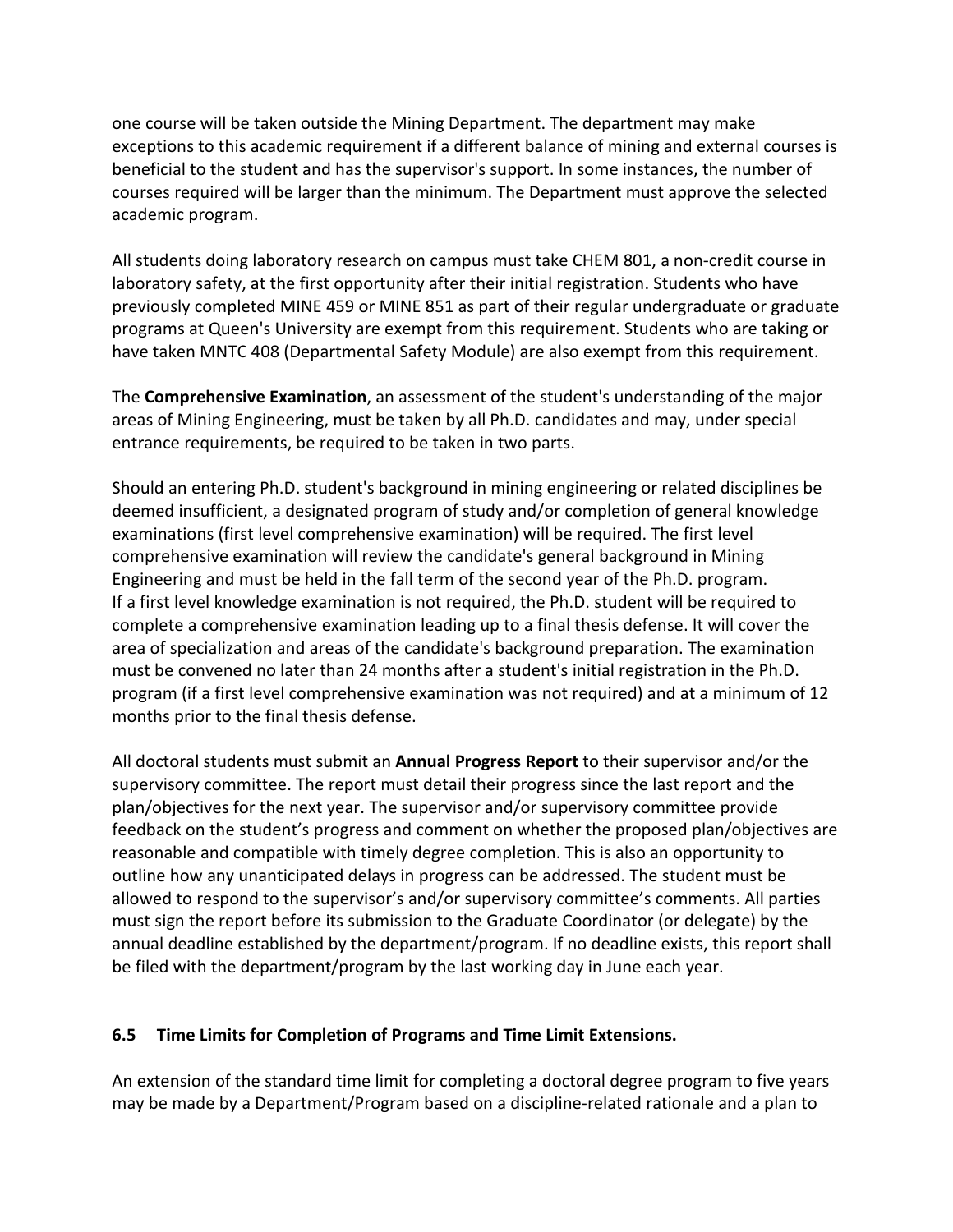one course will be taken outside the Mining Department. The department may make exceptions to this academic requirement if a different balance of mining and external courses is beneficial to the student and has the supervisor's support. In some instances, the number of courses required will be larger than the minimum. The Department must approve the selected academic program.

All students doing laboratory research on campus must take CHEM 801, a non-credit course in laboratory safety, at the first opportunity after their initial registration. Students who have previously completed MINE 459 or MINE 851 as part of their regular undergraduate or graduate programs at Queen's University are exempt from this requirement. Students who are taking or have taken MNTC 408 (Departmental Safety Module) are also exempt from this requirement.

The **Comprehensive Examination**, an assessment of the student's understanding of the major areas of Mining Engineering, must be taken by all Ph.D. candidates and may, under special entrance requirements, be required to be taken in two parts.

Should an entering Ph.D. student's background in mining engineering or related disciplines be deemed insufficient, a designated program of study and/or completion of general knowledge examinations (first level comprehensive examination) will be required. The first level comprehensive examination will review the candidate's general background in Mining Engineering and must be held in the fall term of the second year of the Ph.D. program.
If a first level knowledge examination is not required, the Ph.D. student will be required to complete a comprehensive examination leading up to a final thesis defense. It will cover the area of specialization and areas of the candidate's background preparation. The examination must be convened no later than 24 months after a student's initial registration in the Ph.D. program (if a first level comprehensive examination was not required) and at a minimum of 12 months prior to the final thesis defense.

All doctoral students must submit an **Annual Progress Report** to their supervisor and/or the supervisory committee. The report must detail their progress since the last report and the plan/objectives for the next year. The supervisor and/or supervisory committee provide feedback on the student's progress and comment on whether the proposed plan/objectives are reasonable and compatible with timely degree completion. This is also an opportunity to outline how any unanticipated delays in progress can be addressed. The student must be allowed to respond to the supervisor's and/or supervisory committee's comments. All parties must sign the report before its submission to the Graduate Coordinator (or delegate) by the annual deadline established by the department/program. If no deadline exists, this report shall be filed with the department/program by the last working day in June each year.

### 6.5 Time Limits for Completion of Programs and Time Limit Extensions.

An extension of the standard time limit for completing a doctoral degree program to five years may be made by a Department/Program based on a discipline-related rationale and a plan to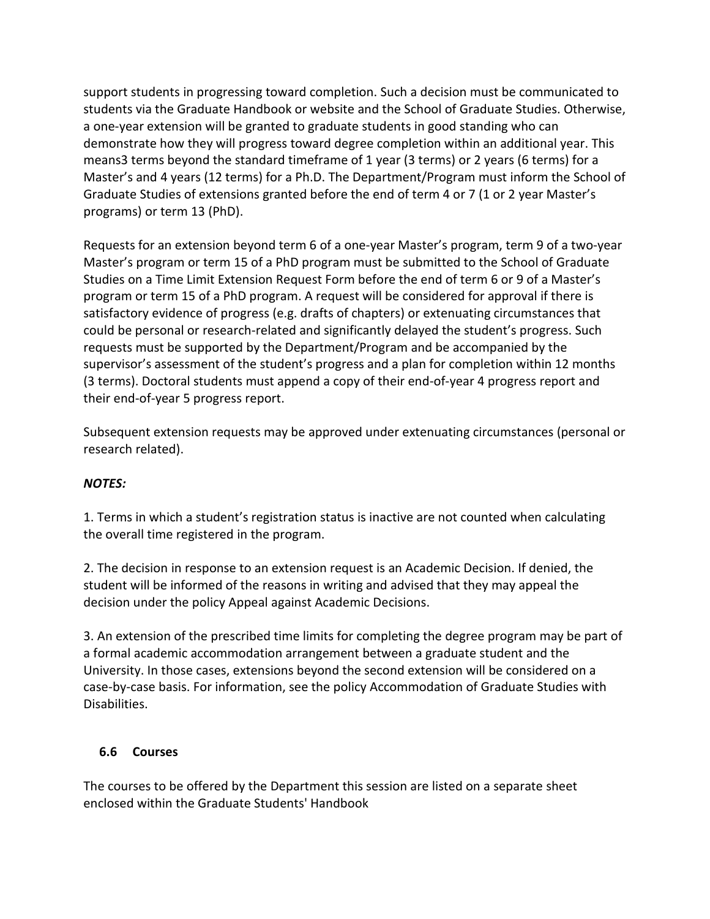support students in progressing toward completion. Such a decision must be communicated to students via the Graduate Handbook or website and the School of Graduate Studies. Otherwise, a one-year extension will be granted to graduate students in good standing who can demonstrate how they will progress toward degree completion within an additional year. This means3 terms beyond the standard timeframe of 1 year (3 terms) or 2 years (6 terms) for a Master's and 4 years (12 terms) for a Ph.D. The Department/Program must inform the School of Graduate Studies of extensions granted before the end of term 4 or 7 (1 or 2 year Master's programs) or term 13 (PhD).

Requests for an extension beyond term 6 of a one-year Master's program, term 9 of a two-year Master's program or term 15 of a PhD program must be submitted to the School of Graduate Studies on a Time Limit Extension Request Form before the end of term 6 or 9 of a Master's program or term 15 of a PhD program. A request will be considered for approval if there is satisfactory evidence of progress (e.g. drafts of chapters) or extenuating circumstances that could be personal or research-related and significantly delayed the student's progress. Such requests must be supported by the Department/Program and be accompanied by the supervisor's assessment of the student's progress and a plan for completion within 12 months (3 terms). Doctoral students must append a copy of their end-of-year 4 progress report and their end-of-year 5 progress report.

Subsequent extension requests may be approved under extenuating circumstances (personal or research related).

***NOTES:***

1. Terms in which a student's registration status is inactive are not counted when calculating the overall time registered in the program.

2. The decision in response to an extension request is an Academic Decision. If denied, the student will be informed of the reasons in writing and advised that they may appeal the decision under the policy Appeal against Academic Decisions.

3. An extension of the prescribed time limits for completing the degree program may be part of a formal academic accommodation arrangement between a graduate student and the University. In those cases, extensions beyond the second extension will be considered on a case-by-case basis. For information, see the policy Accommodation of Graduate Studies with Disabilities.

### 6.6 Courses

The courses to be offered by the Department this session are listed on a separate sheet enclosed within the Graduate Students' Handbook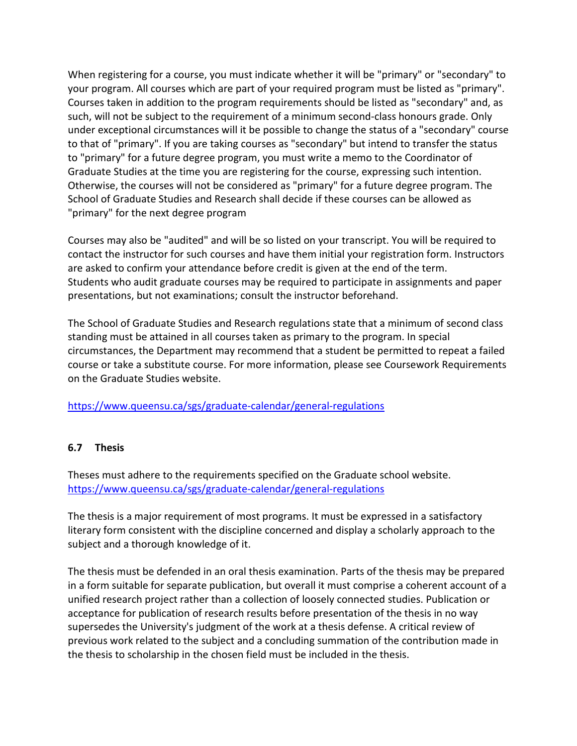When registering for a course, you must indicate whether it will be "primary" or "secondary" to your program. All courses which are part of your required program must be listed as "primary". Courses taken in addition to the program requirements should be listed as "secondary" and, as such, will not be subject to the requirement of a minimum second-class honours grade. Only under exceptional circumstances will it be possible to change the status of a "secondary" course to that of "primary". If you are taking courses as "secondary" but intend to transfer the status to "primary" for a future degree program, you must write a memo to the Coordinator of Graduate Studies at the time you are registering for the course, expressing such intention. Otherwise, the courses will not be considered as "primary" for a future degree program. The School of Graduate Studies and Research shall decide if these courses can be allowed as "primary" for the next degree program

Courses may also be "audited" and will be so listed on your transcript. You will be required to contact the instructor for such courses and have them initial your registration form. Instructors are asked to confirm your attendance before credit is given at the end of the term. Students who audit graduate courses may be required to participate in assignments and paper presentations, but not examinations; consult the instructor beforehand.

The School of Graduate Studies and Research regulations state that a minimum of second class standing must be attained in all courses taken as primary to the program. In special circumstances, the Department may recommend that a student be permitted to repeat a failed course or take a substitute course. For more information, please see Coursework Requirements on the Graduate Studies website.

https://www.queensu.ca/sgs/graduate-calendar/general-regulations

### 6.7 Thesis

Theses must adhere to the requirements specified on the Graduate school website.
https://www.queensu.ca/sgs/graduate-calendar/general-regulations

The thesis is a major requirement of most programs. It must be expressed in a satisfactory literary form consistent with the discipline concerned and display a scholarly approach to the subject and a thorough knowledge of it.

The thesis must be defended in an oral thesis examination. Parts of the thesis may be prepared in a form suitable for separate publication, but overall it must comprise a coherent account of a unified research project rather than a collection of loosely connected studies. Publication or acceptance for publication of research results before presentation of the thesis in no way supersedes the University's judgment of the work at a thesis defense. A critical review of previous work related to the subject and a concluding summation of the contribution made in the thesis to scholarship in the chosen field must be included in the thesis.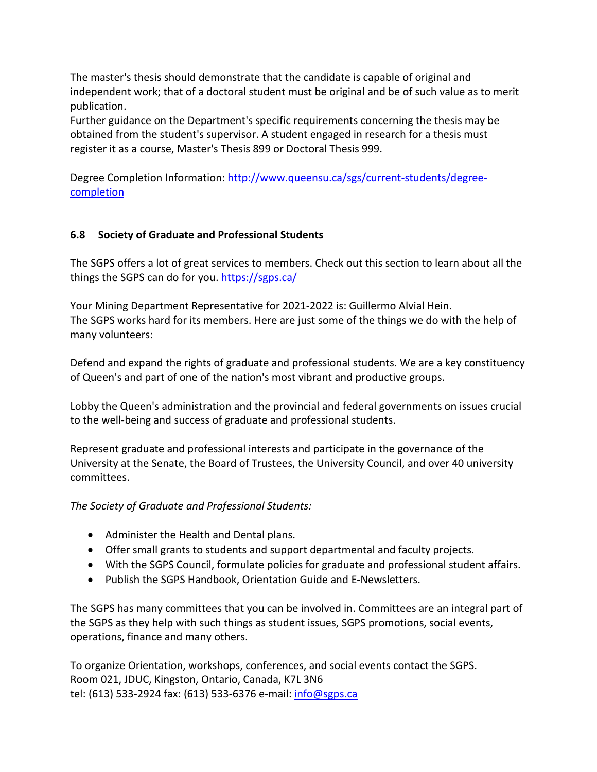The master's thesis should demonstrate that the candidate is capable of original and independent work; that of a doctoral student must be original and be of such value as to merit publication.
Further guidance on the Department's specific requirements concerning the thesis may be obtained from the student's supervisor. A student engaged in research for a thesis must register it as a course, Master's Thesis 899 or Doctoral Thesis 999.

Degree Completion Information: [http://www.queensu.ca/sgs/current-students/degree-completion](http://www.queensu.ca/sgs/current-students/degree-completion)

### 6.8 Society of Graduate and Professional Students

The SGPS offers a lot of great services to members. Check out this section to learn about all the things the SGPS can do for you. [https://sgps.ca/](https://sgps.ca/)

Your Mining Department Representative for 2021-2022 is: Guillermo Alvial Hein.
The SGPS works hard for its members. Here are just some of the things we do with the help of many volunteers:

Defend and expand the rights of graduate and professional students. We are a key constituency of Queen's and part of one of the nation's most vibrant and productive groups.

Lobby the Queen's administration and the provincial and federal governments on issues crucial to the well-being and success of graduate and professional students.

Represent graduate and professional interests and participate in the governance of the University at the Senate, the Board of Trustees, the University Council, and over 40 university committees.

*The Society of Graduate and Professional Students:*

- Administer the Health and Dental plans.
- Offer small grants to students and support departmental and faculty projects.
- With the SGPS Council, formulate policies for graduate and professional student affairs.
- Publish the SGPS Handbook, Orientation Guide and E-Newsletters.

The SGPS has many committees that you can be involved in. Committees are an integral part of the SGPS as they help with such things as student issues, SGPS promotions, social events, operations, finance and many others.

To organize Orientation, workshops, conferences, and social events contact the SGPS.
Room 021, JDUC, Kingston, Ontario, Canada, K7L 3N6
tel: (613) 533-2924 fax: (613) 533-6376 e-mail: [info@sgps.ca](mailto:info@sgps.ca)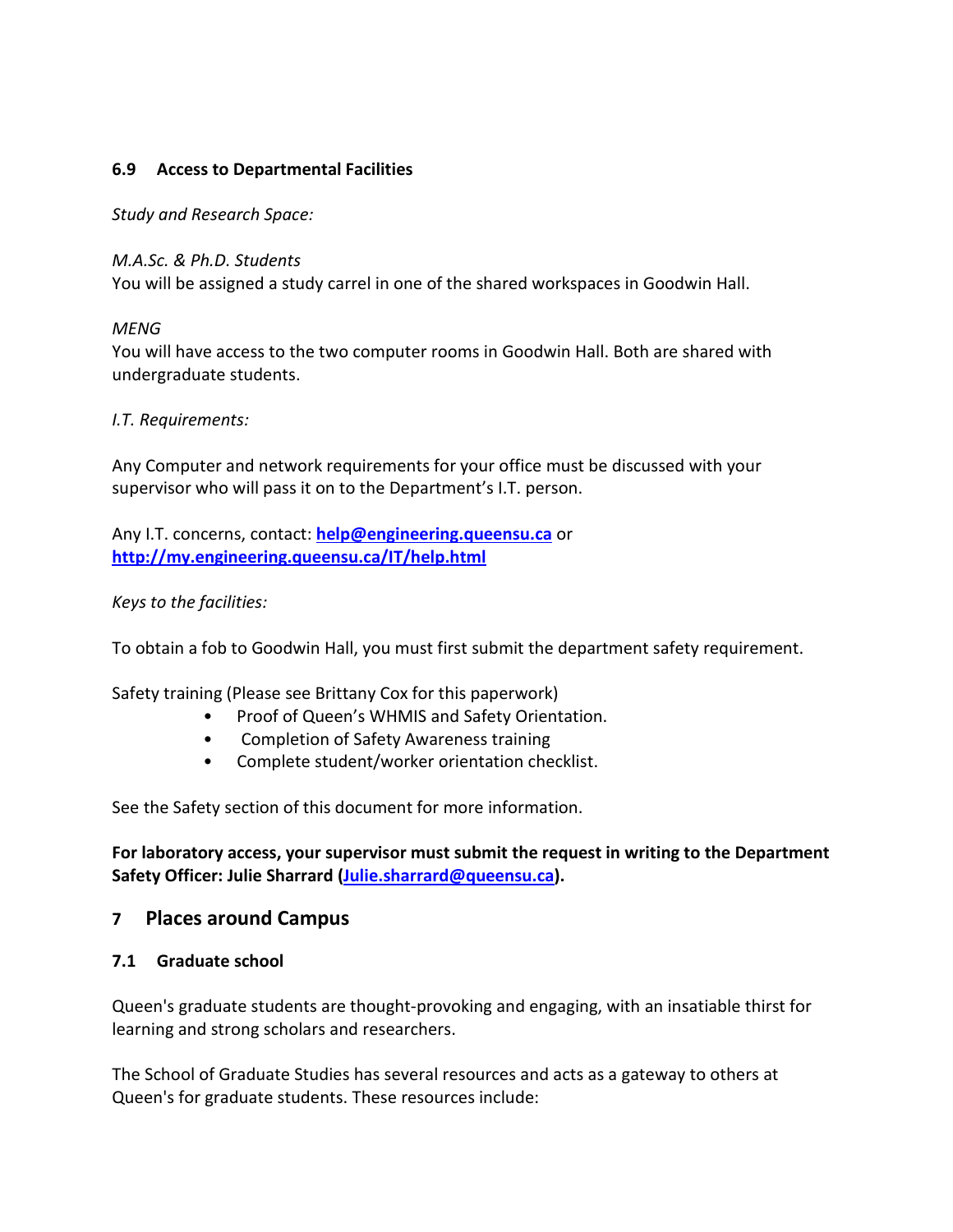### 6.9 Access to Departmental Facilities

*Study and Research Space:*

*M.A.Sc. & Ph.D. Students*
You will be assigned a study carrel in one of the shared workspaces in Goodwin Hall.

*MENG*
You will have access to the two computer rooms in Goodwin Hall. Both are shared with undergraduate students.

*I.T. Requirements:*

Any Computer and network requirements for your office must be discussed with your supervisor who will pass it on to the Department's I.T. person.

Any I.T. concerns, contact: **help@engineering.queensu.ca** or **http://my.engineering.queensu.ca/IT/help.html**

*Keys to the facilities:*

To obtain a fob to Goodwin Hall, you must first submit the department safety requirement.

Safety training (Please see Brittany Cox for this paperwork)

- Proof of Queen's WHMIS and Safety Orientation.
- Completion of Safety Awareness training
- Complete student/worker orientation checklist.

See the Safety section of this document for more information.

**For laboratory access, your supervisor must submit the request in writing to the Department Safety Officer: Julie Sharrard (Julie.sharrard@queensu.ca).**

## 7 Places around Campus

### 7.1 Graduate school

Queen's graduate students are thought-provoking and engaging, with an insatiable thirst for learning and strong scholars and researchers.

The School of Graduate Studies has several resources and acts as a gateway to others at Queen's for graduate students. These resources include: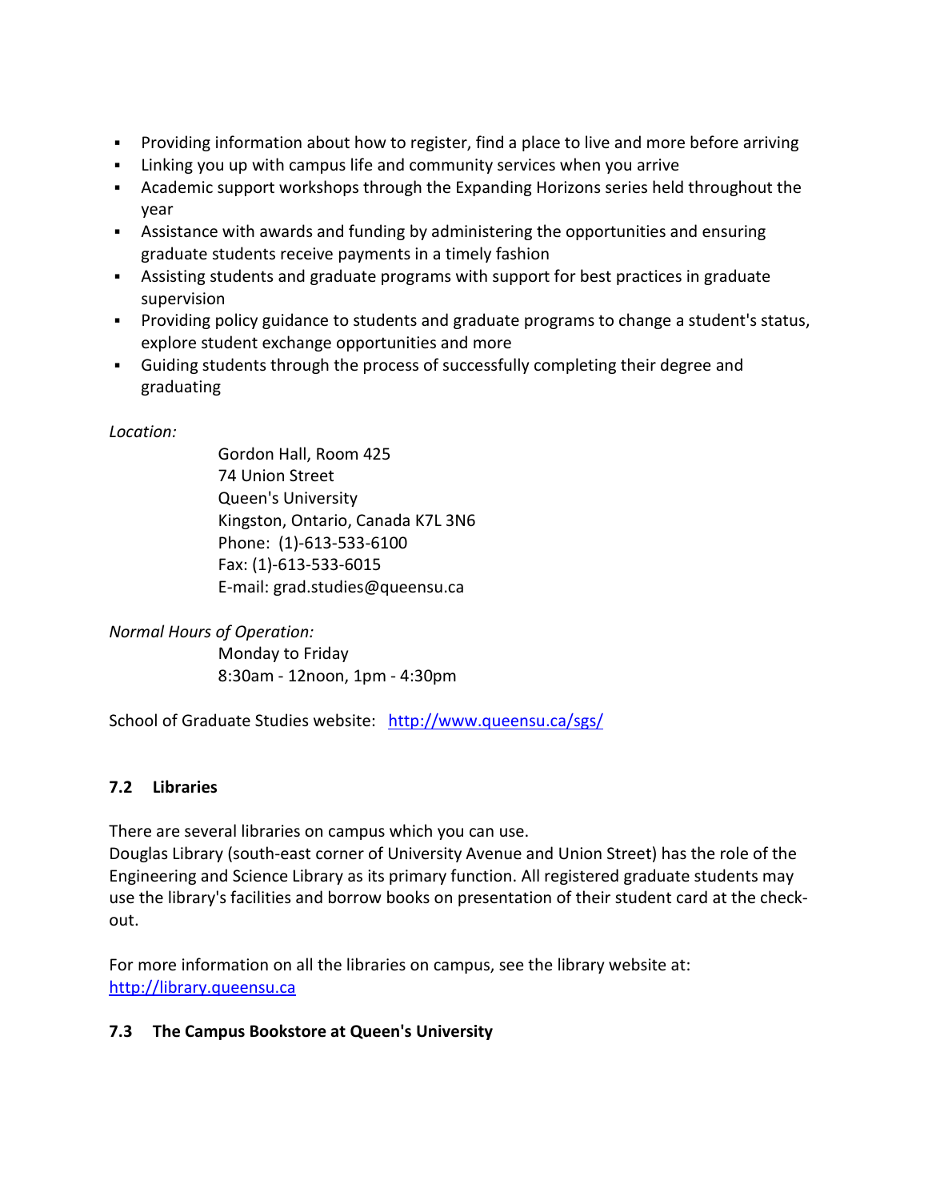- Providing information about how to register, find a place to live and more before arriving
- Linking you up with campus life and community services when you arrive
- Academic support workshops through the Expanding Horizons series held throughout the year
- Assistance with awards and funding by administering the opportunities and ensuring graduate students receive payments in a timely fashion
- Assisting students and graduate programs with support for best practices in graduate supervision
- Providing policy guidance to students and graduate programs to change a student's status, explore student exchange opportunities and more
- Guiding students through the process of successfully completing their degree and graduating

*Location:*

Gordon Hall, Room 425
74 Union Street
Queen's University
Kingston, Ontario, Canada K7L 3N6
Phone: (1)-613-533-6100
Fax: (1)-613-533-6015
E-mail: grad.studies@queensu.ca

*Normal Hours of Operation:*

Monday to Friday
8:30am - 12noon, 1pm - 4:30pm

School of Graduate Studies website: [http://www.queensu.ca/sgs/](http://www.queensu.ca/sgs/)

### 7.2 Libraries

There are several libraries on campus which you can use.
Douglas Library (south-east corner of University Avenue and Union Street) has the role of the Engineering and Science Library as its primary function. All registered graduate students may use the library's facilities and borrow books on presentation of their student card at the check-out.

For more information on all the libraries on campus, see the library website at: [http://library.queensu.ca](http://library.queensu.ca)

### 7.3 The Campus Bookstore at Queen's University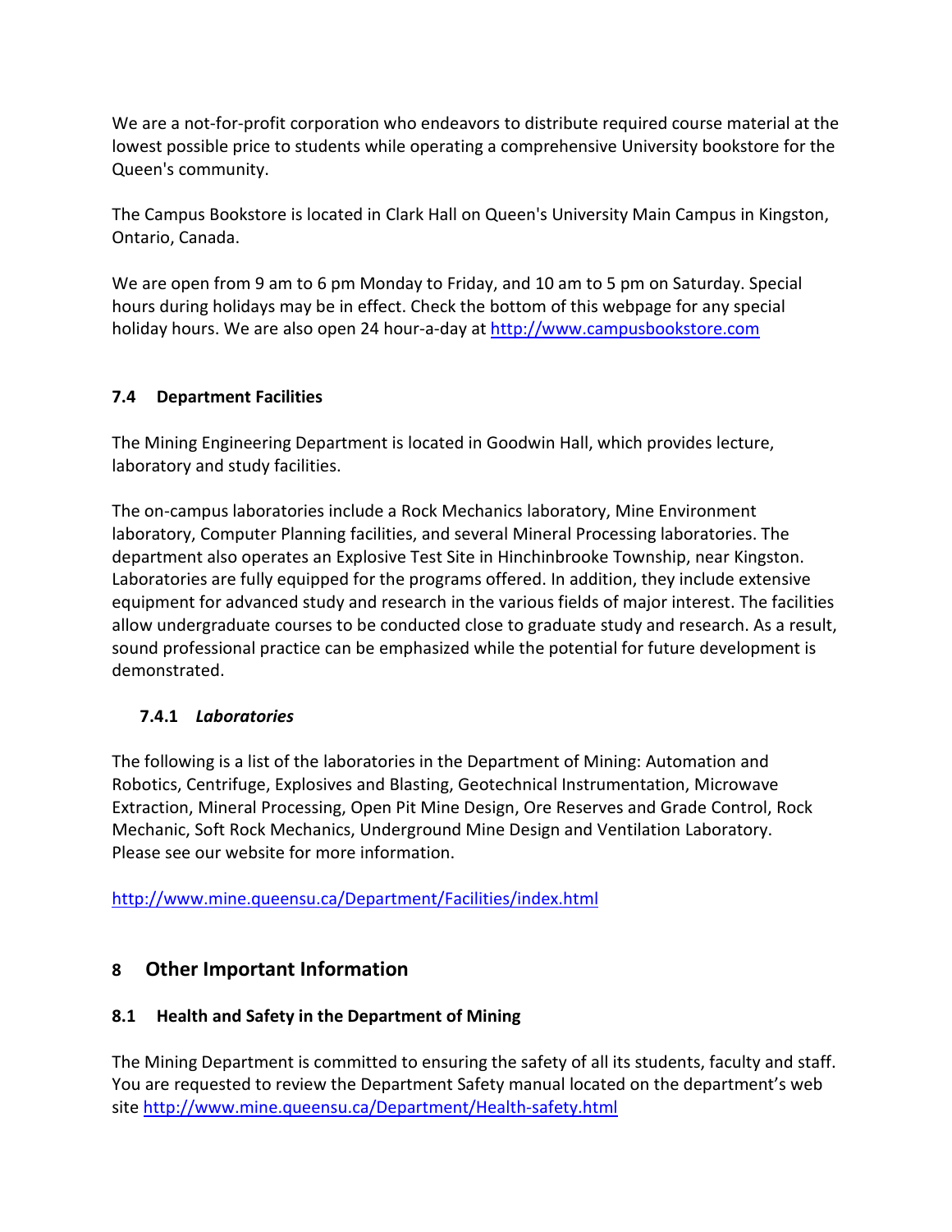We are a not-for-profit corporation who endeavors to distribute required course material at the lowest possible price to students while operating a comprehensive University bookstore for the Queen's community.

The Campus Bookstore is located in Clark Hall on Queen's University Main Campus in Kingston, Ontario, Canada.

We are open from 9 am to 6 pm Monday to Friday, and 10 am to 5 pm on Saturday. Special hours during holidays may be in effect. Check the bottom of this webpage for any special holiday hours. We are also open 24 hour-a-day at http://www.campusbookstore.com

### 7.4 Department Facilities

The Mining Engineering Department is located in Goodwin Hall, which provides lecture, laboratory and study facilities.

The on-campus laboratories include a Rock Mechanics laboratory, Mine Environment laboratory, Computer Planning facilities, and several Mineral Processing laboratories. The department also operates an Explosive Test Site in Hinchinbrooke Township, near Kingston. Laboratories are fully equipped for the programs offered. In addition, they include extensive equipment for advanced study and research in the various fields of major interest. The facilities allow undergraduate courses to be conducted close to graduate study and research. As a result, sound professional practice can be emphasized while the potential for future development is demonstrated.

#### 7.4.1 *Laboratories*

The following is a list of the laboratories in the Department of Mining: Automation and Robotics, Centrifuge, Explosives and Blasting, Geotechnical Instrumentation, Microwave Extraction, Mineral Processing, Open Pit Mine Design, Ore Reserves and Grade Control, Rock Mechanic, Soft Rock Mechanics, Underground Mine Design and Ventilation Laboratory. Please see our website for more information.

http://www.mine.queensu.ca/Department/Facilities/index.html

## 8 Other Important Information

### 8.1 Health and Safety in the Department of Mining

The Mining Department is committed to ensuring the safety of all its students, faculty and staff. You are requested to review the Department Safety manual located on the department's web site http://www.mine.queensu.ca/Department/Health-safety.html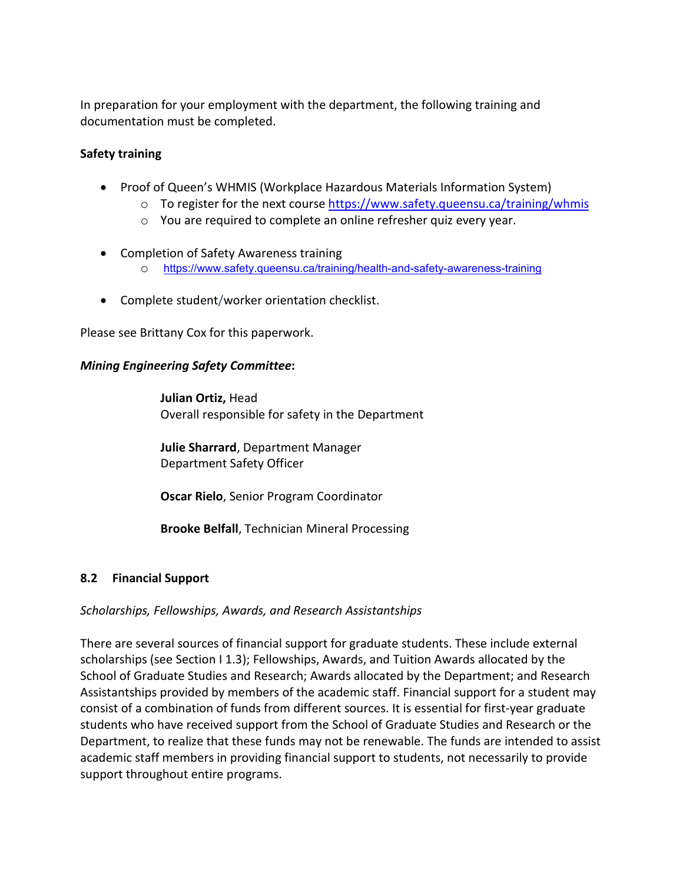In preparation for your employment with the department, the following training and documentation must be completed.

**Safety training**

- Proof of Queen's WHMIS (Workplace Hazardous Materials Information System)
    - To register for the next course https://www.safety.queensu.ca/training/whmis
    - You are required to complete an online refresher quiz every year.

- Completion of Safety Awareness training
    - https://www.safety.queensu.ca/training/health-and-safety-awareness-training

- Complete student/worker orientation checklist.

Please see Brittany Cox for this paperwork.

***Mining Engineering Safety Committee*:**

**Julian Ortiz,** Head
Overall responsible for safety in the Department

**Julie Sharrard**, Department Manager
Department Safety Officer

**Oscar Rielo**, Senior Program Coordinator

**Brooke Belfall**, Technician Mineral Processing

### 8.2 Financial Support

*Scholarships, Fellowships, Awards, and Research Assistantships*

There are several sources of financial support for graduate students. These include external scholarships (see Section I 1.3); Fellowships, Awards, and Tuition Awards allocated by the School of Graduate Studies and Research; Awards allocated by the Department; and Research Assistantships provided by members of the academic staff. Financial support for a student may consist of a combination of funds from different sources. It is essential for first-year graduate students who have received support from the School of Graduate Studies and Research or the Department, to realize that these funds may not be renewable. The funds are intended to assist academic staff members in providing financial support to students, not necessarily to provide support throughout entire programs.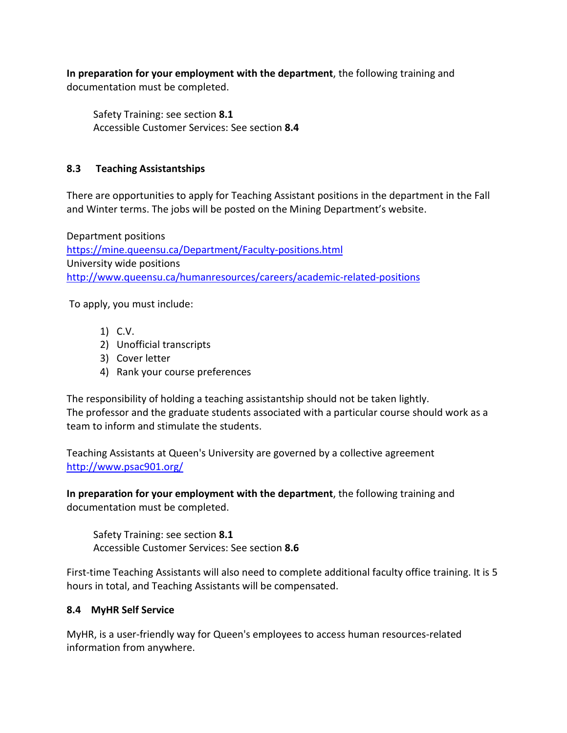**In preparation for your employment with the department**, the following training and documentation must be completed.

Safety Training: see section **8.1**
Accessible Customer Services: See section **8.4**

### 8.3 Teaching Assistantships

There are opportunities to apply for Teaching Assistant positions in the department in the Fall and Winter terms. The jobs will be posted on the Mining Department's website.

Department positions
https://mine.queensu.ca/Department/Faculty-positions.html
University wide positions
http://www.queensu.ca/humanresources/careers/academic-related-positions

To apply, you must include:

1) C.V.
2) Unofficial transcripts
3) Cover letter
4) Rank your course preferences

The responsibility of holding a teaching assistantship should not be taken lightly.
The professor and the graduate students associated with a particular course should work as a team to inform and stimulate the students.

Teaching Assistants at Queen's University are governed by a collective agreement http://www.psac901.org/

**In preparation for your employment with the department**, the following training and documentation must be completed.

Safety Training: see section **8.1**
Accessible Customer Services: See section **8.6**

First-time Teaching Assistants will also need to complete additional faculty office training. It is 5 hours in total, and Teaching Assistants will be compensated.

### 8.4 MyHR Self Service

MyHR, is a user-friendly way for Queen's employees to access human resources-related information from anywhere.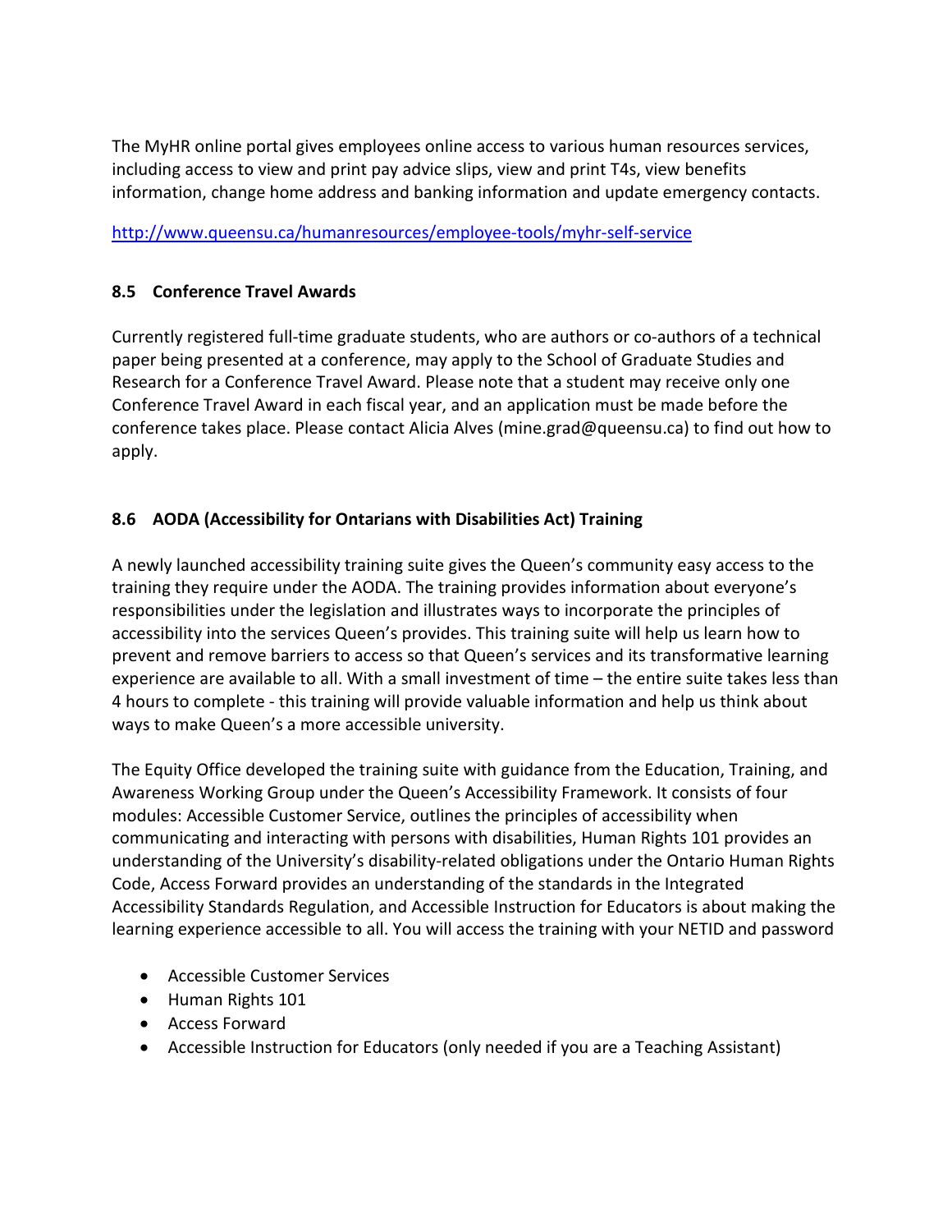The MyHR online portal gives employees online access to various human resources services, including access to view and print pay advice slips, view and print T4s, view benefits information, change home address and banking information and update emergency contacts.

http://www.queensu.ca/humanresources/employee-tools/myhr-self-service

### 8.5 Conference Travel Awards

Currently registered full-time graduate students, who are authors or co-authors of a technical paper being presented at a conference, may apply to the School of Graduate Studies and Research for a Conference Travel Award. Please note that a student may receive only one Conference Travel Award in each fiscal year, and an application must be made before the conference takes place. Please contact Alicia Alves (mine.grad@queensu.ca) to find out how to apply.

### 8.6 AODA (Accessibility for Ontarians with Disabilities Act) Training

A newly launched accessibility training suite gives the Queen's community easy access to the training they require under the AODA. The training provides information about everyone's responsibilities under the legislation and illustrates ways to incorporate the principles of accessibility into the services Queen's provides. This training suite will help us learn how to prevent and remove barriers to access so that Queen's services and its transformative learning experience are available to all. With a small investment of time – the entire suite takes less than 4 hours to complete - this training will provide valuable information and help us think about ways to make Queen's a more accessible university.

The Equity Office developed the training suite with guidance from the Education, Training, and Awareness Working Group under the Queen's Accessibility Framework. It consists of four modules: Accessible Customer Service, outlines the principles of accessibility when communicating and interacting with persons with disabilities, Human Rights 101 provides an understanding of the University's disability-related obligations under the Ontario Human Rights Code, Access Forward provides an understanding of the standards in the Integrated Accessibility Standards Regulation, and Accessible Instruction for Educators is about making the learning experience accessible to all. You will access the training with your NETID and password

- Accessible Customer Services
- Human Rights 101
- Access Forward
- Accessible Instruction for Educators (only needed if you are a Teaching Assistant)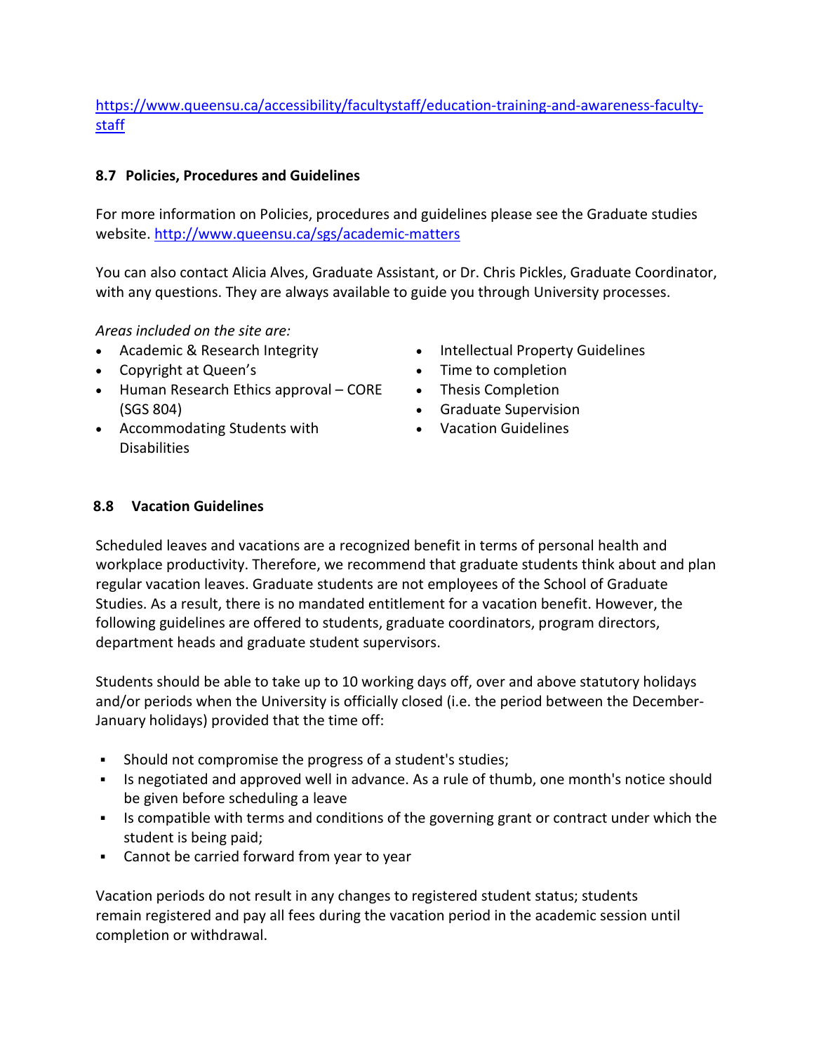https://www.queensu.ca/accessibility/facultystaff/education-training-and-awareness-faculty-staff

### 8.7 Policies, Procedures and Guidelines

For more information on Policies, procedures and guidelines please see the Graduate studies website. http://www.queensu.ca/sgs/academic-matters

You can also contact Alicia Alves, Graduate Assistant, or Dr. Chris Pickles, Graduate Coordinator, with any questions. They are always available to guide you through University processes.

*Areas included on the site are:*

- Academic & Research Integrity
- Copyright at Queen's
- Human Research Ethics approval – CORE (SGS 804)
- Accommodating Students with Disabilities
- Intellectual Property Guidelines
- Time to completion
- Thesis Completion
- Graduate Supervision
- Vacation Guidelines

### 8.8 Vacation Guidelines

Scheduled leaves and vacations are a recognized benefit in terms of personal health and workplace productivity. Therefore, we recommend that graduate students think about and plan regular vacation leaves. Graduate students are not employees of the School of Graduate Studies. As a result, there is no mandated entitlement for a vacation benefit. However, the following guidelines are offered to students, graduate coordinators, program directors, department heads and graduate student supervisors.

Students should be able to take up to 10 working days off, over and above statutory holidays and/or periods when the University is officially closed (i.e. the period between the December-January holidays) provided that the time off:

- Should not compromise the progress of a student's studies;
- Is negotiated and approved well in advance. As a rule of thumb, one month's notice should be given before scheduling a leave
- Is compatible with terms and conditions of the governing grant or contract under which the student is being paid;
- Cannot be carried forward from year to year

Vacation periods do not result in any changes to registered student status; students remain registered and pay all fees during the vacation period in the academic session until completion or withdrawal.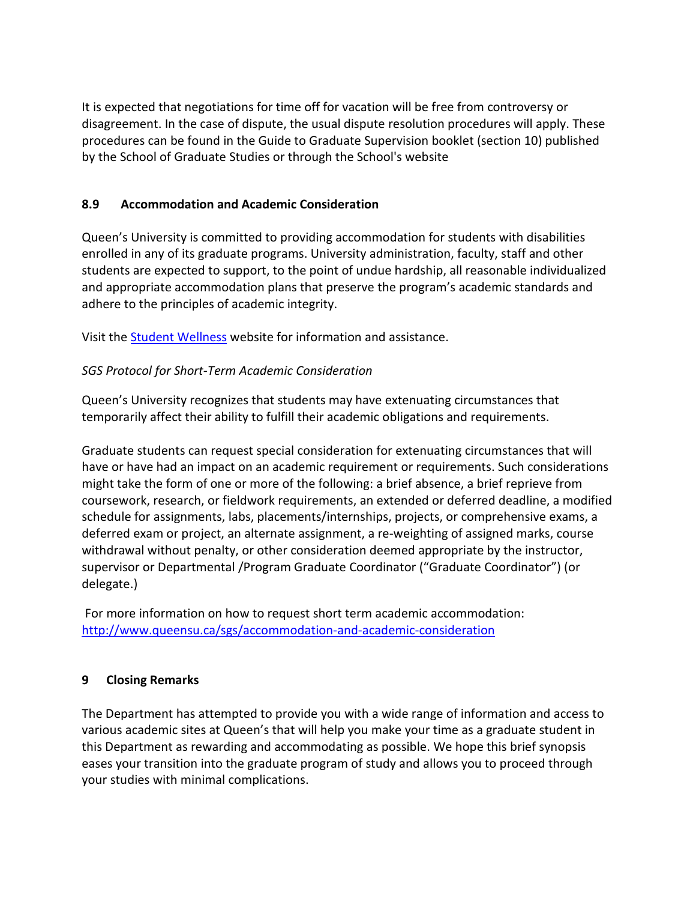It is expected that negotiations for time off for vacation will be free from controversy or disagreement. In the case of dispute, the usual dispute resolution procedures will apply. These procedures can be found in the Guide to Graduate Supervision booklet (section 10) published by the School of Graduate Studies or through the School's website

### 8.9 Accommodation and Academic Consideration

Queen's University is committed to providing accommodation for students with disabilities enrolled in any of its graduate programs. University administration, faculty, staff and other students are expected to support, to the point of undue hardship, all reasonable individualized and appropriate accommodation plans that preserve the program's academic standards and adhere to the principles of academic integrity.

Visit the [Student Wellness]() website for information and assistance.

*SGS Protocol for Short-Term Academic Consideration*

Queen's University recognizes that students may have extenuating circumstances that temporarily affect their ability to fulfill their academic obligations and requirements.

Graduate students can request special consideration for extenuating circumstances that will have or have had an impact on an academic requirement or requirements. Such considerations might take the form of one or more of the following: a brief absence, a brief reprieve from coursework, research, or fieldwork requirements, an extended or deferred deadline, a modified schedule for assignments, labs, placements/internships, projects, or comprehensive exams, a deferred exam or project, an alternate assignment, a re-weighting of assigned marks, course withdrawal without penalty, or other consideration deemed appropriate by the instructor, supervisor or Departmental /Program Graduate Coordinator ("Graduate Coordinator") (or delegate.)

For more information on how to request short term academic accommodation: http://www.queensu.ca/sgs/accommodation-and-academic-consideration

## 9 Closing Remarks

The Department has attempted to provide you with a wide range of information and access to various academic sites at Queen's that will help you make your time as a graduate student in this Department as rewarding and accommodating as possible. We hope this brief synopsis eases your transition into the graduate program of study and allows you to proceed through your studies with minimal complications.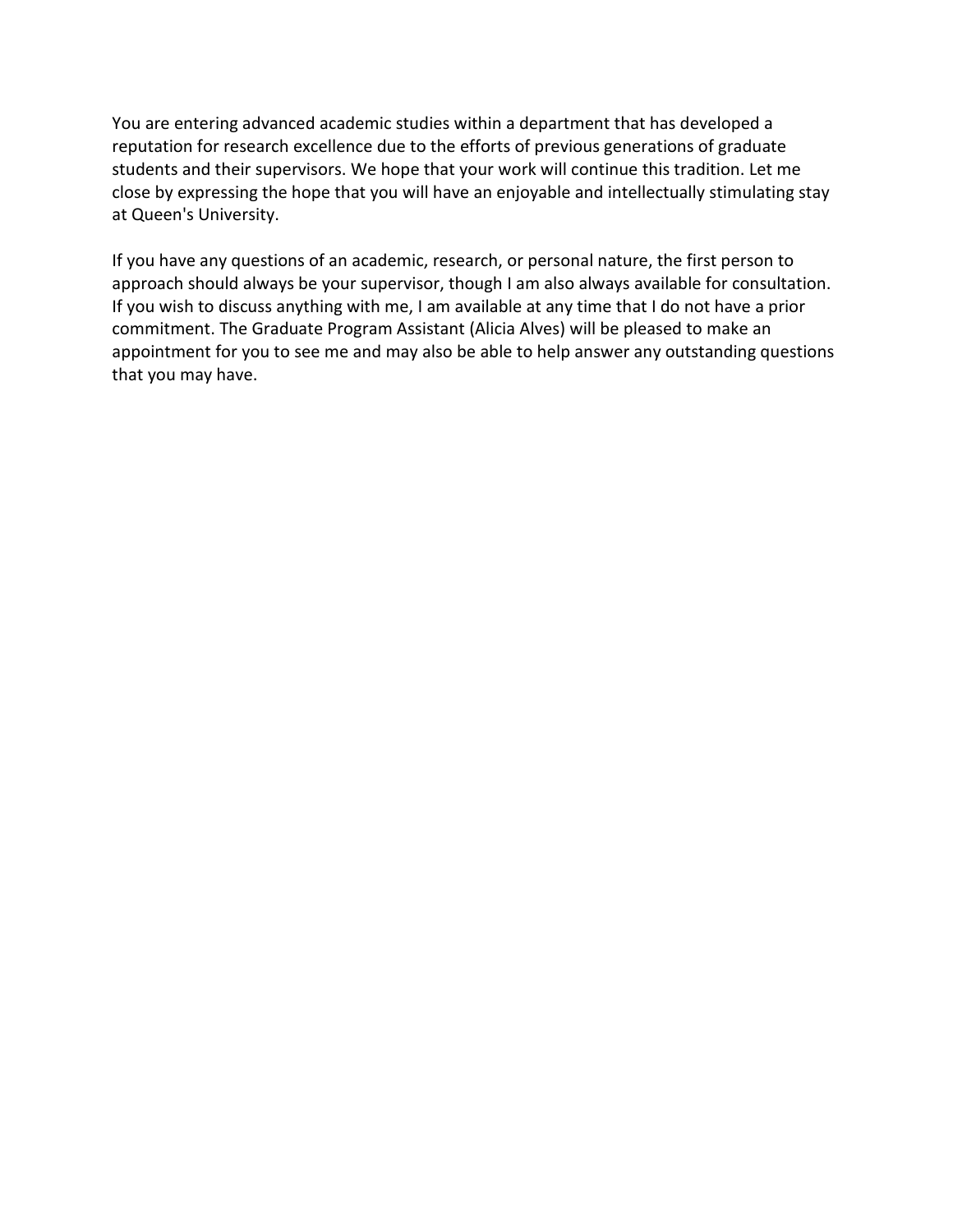You are entering advanced academic studies within a department that has developed a reputation for research excellence due to the efforts of previous generations of graduate students and their supervisors. We hope that your work will continue this tradition. Let me close by expressing the hope that you will have an enjoyable and intellectually stimulating stay at Queen's University.

If you have any questions of an academic, research, or personal nature, the first person to approach should always be your supervisor, though I am also always available for consultation. If you wish to discuss anything with me, I am available at any time that I do not have a prior commitment. The Graduate Program Assistant (Alicia Alves) will be pleased to make an appointment for you to see me and may also be able to help answer any outstanding questions that you may have.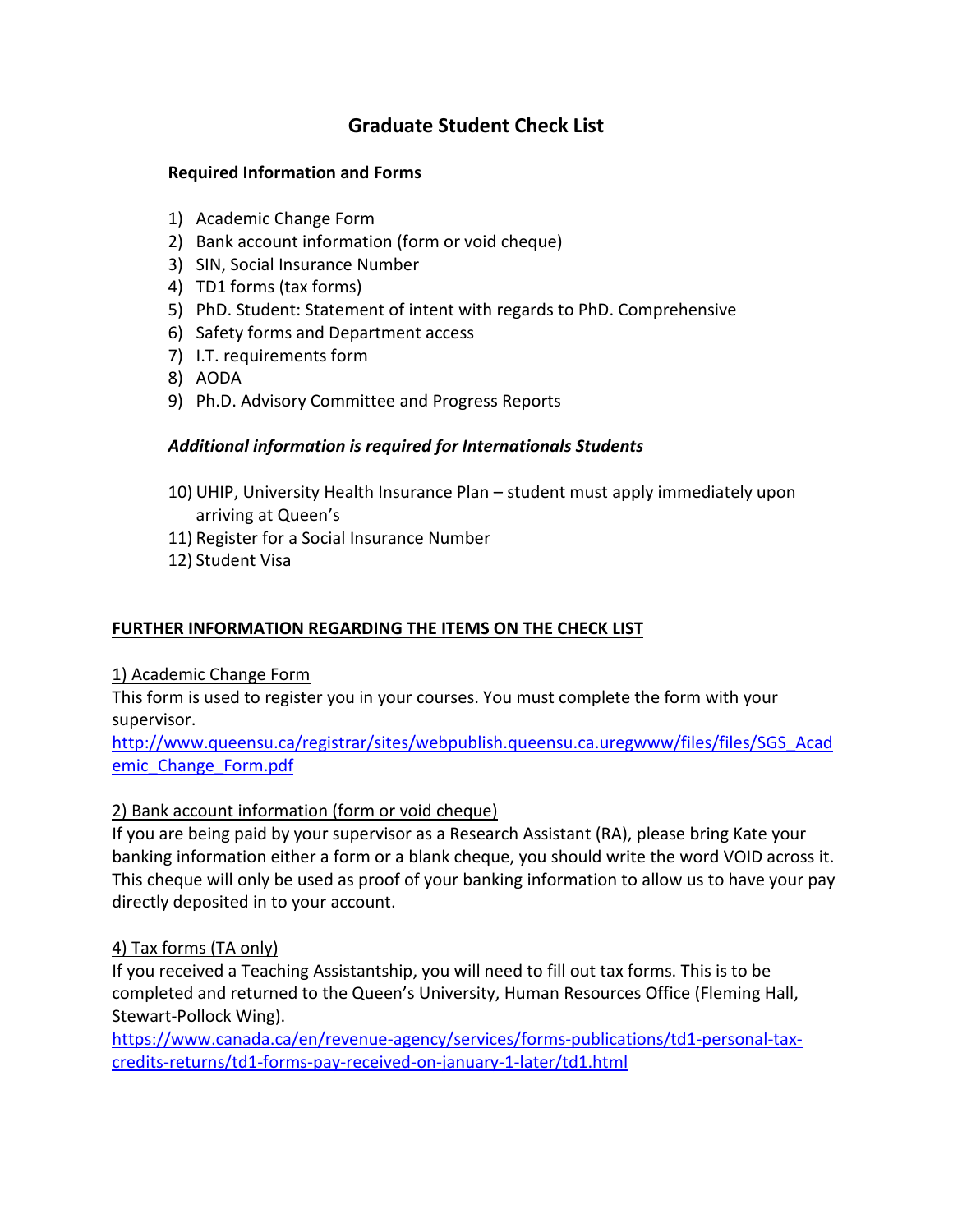# Graduate Student Check List

**Required Information and Forms**

1) Academic Change Form
2) Bank account information (form or void cheque)
3) SIN, Social Insurance Number
4) TD1 forms (tax forms)
5) PhD. Student: Statement of intent with regards to PhD. Comprehensive
6) Safety forms and Department access
7) I.T. requirements form
8) AODA
9) Ph.D. Advisory Committee and Progress Reports

***Additional information is required for Internationals Students***

10) UHIP, University Health Insurance Plan – student must apply immediately upon arriving at Queen's
11) Register for a Social Insurance Number
12) Student Visa

## FURTHER INFORMATION REGARDING THE ITEMS ON THE CHECK LIST

1) Academic Change Form

This form is used to register you in your courses. You must complete the form with your supervisor.
http://www.queensu.ca/registrar/sites/webpublish.queensu.ca.uregwww/files/files/SGS_Academic_Change_Form.pdf

2) Bank account information (form or void cheque)

If you are being paid by your supervisor as a Research Assistant (RA), please bring Kate your banking information either a form or a blank cheque, you should write the word VOID across it. This cheque will only be used as proof of your banking information to allow us to have your pay directly deposited in to your account.

4) Tax forms (TA only)

If you received a Teaching Assistantship, you will need to fill out tax forms. This is to be completed and returned to the Queen's University, Human Resources Office (Fleming Hall, Stewart-Pollock Wing).
https://www.canada.ca/en/revenue-agency/services/forms-publications/td1-personal-tax-credits-returns/td1-forms-pay-received-on-january-1-later/td1.html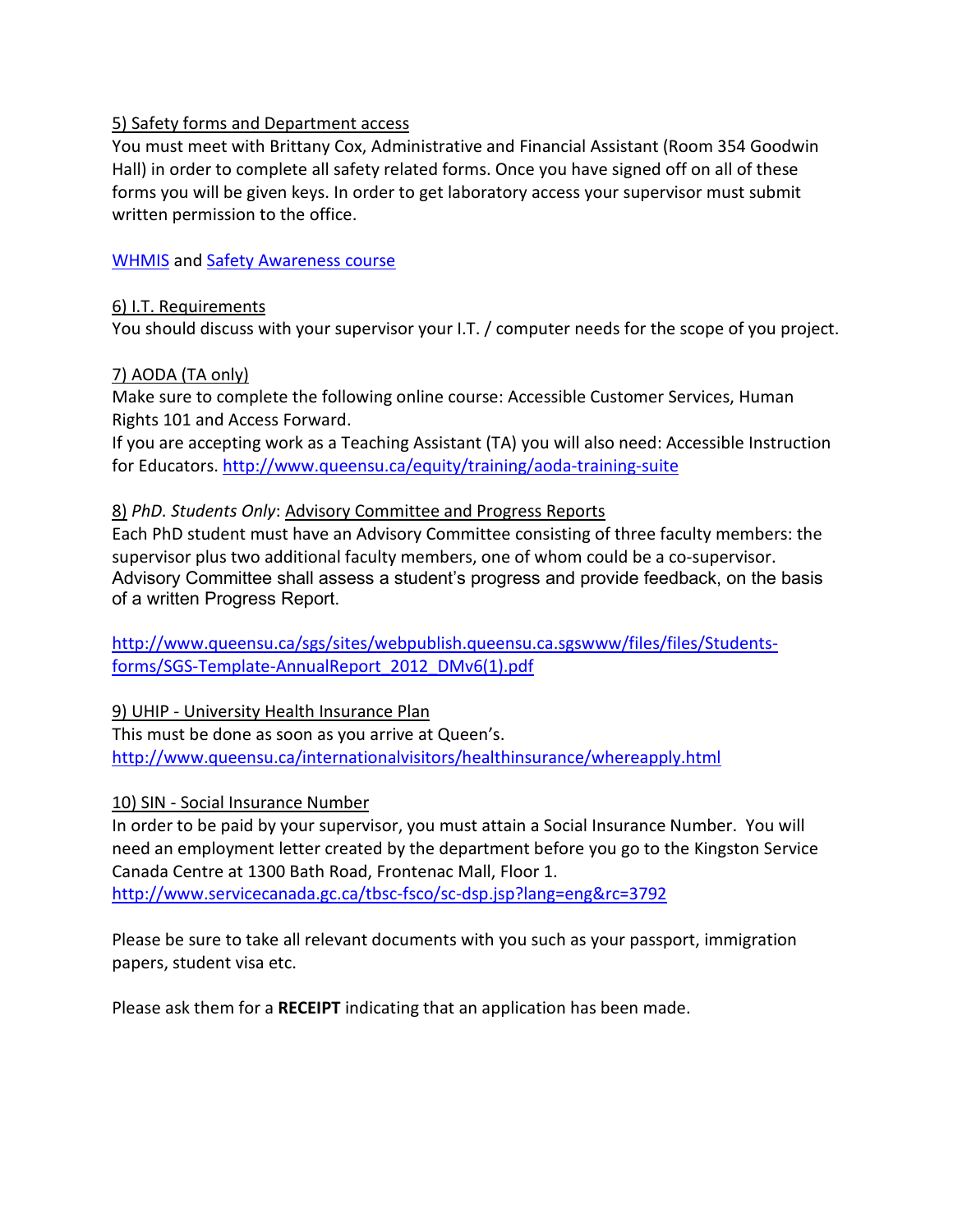5) Safety forms and Department access

You must meet with Brittany Cox, Administrative and Financial Assistant (Room 354 Goodwin Hall) in order to complete all safety related forms. Once you have signed off on all of these forms you will be given keys. In order to get laboratory access your supervisor must submit written permission to the office.

WHMIS and Safety Awareness course

6) I.T. Requirements

You should discuss with your supervisor your I.T. / computer needs for the scope of you project.

7) AODA (TA only)

Make sure to complete the following online course: Accessible Customer Services, Human Rights 101 and Access Forward.

If you are accepting work as a Teaching Assistant (TA) you will also need: Accessible Instruction for Educators. http://www.queensu.ca/equity/training/aoda-training-suite

8) *PhD. Students Only*: Advisory Committee and Progress Reports

Each PhD student must have an Advisory Committee consisting of three faculty members: the supervisor plus two additional faculty members, one of whom could be a co-supervisor. Advisory Committee shall assess a student's progress and provide feedback, on the basis of a written Progress Report.

http://www.queensu.ca/sgs/sites/webpublish.queensu.ca.sgswww/files/files/Students-forms/SGS-Template-AnnualReport_2012_DMv6(1).pdf

9) UHIP - University Health Insurance Plan

This must be done as soon as you arrive at Queen's.
http://www.queensu.ca/internationalvisitors/healthinsurance/whereapply.html

10) SIN - Social Insurance Number

In order to be paid by your supervisor, you must attain a Social Insurance Number. You will need an employment letter created by the department before you go to the Kingston Service Canada Centre at 1300 Bath Road, Frontenac Mall, Floor 1.
http://www.servicecanada.gc.ca/tbsc-fsco/sc-dsp.jsp?lang=eng&rc=3792

Please be sure to take all relevant documents with you such as your passport, immigration papers, student visa etc.

Please ask them for a **RECEIPT** indicating that an application has been made.